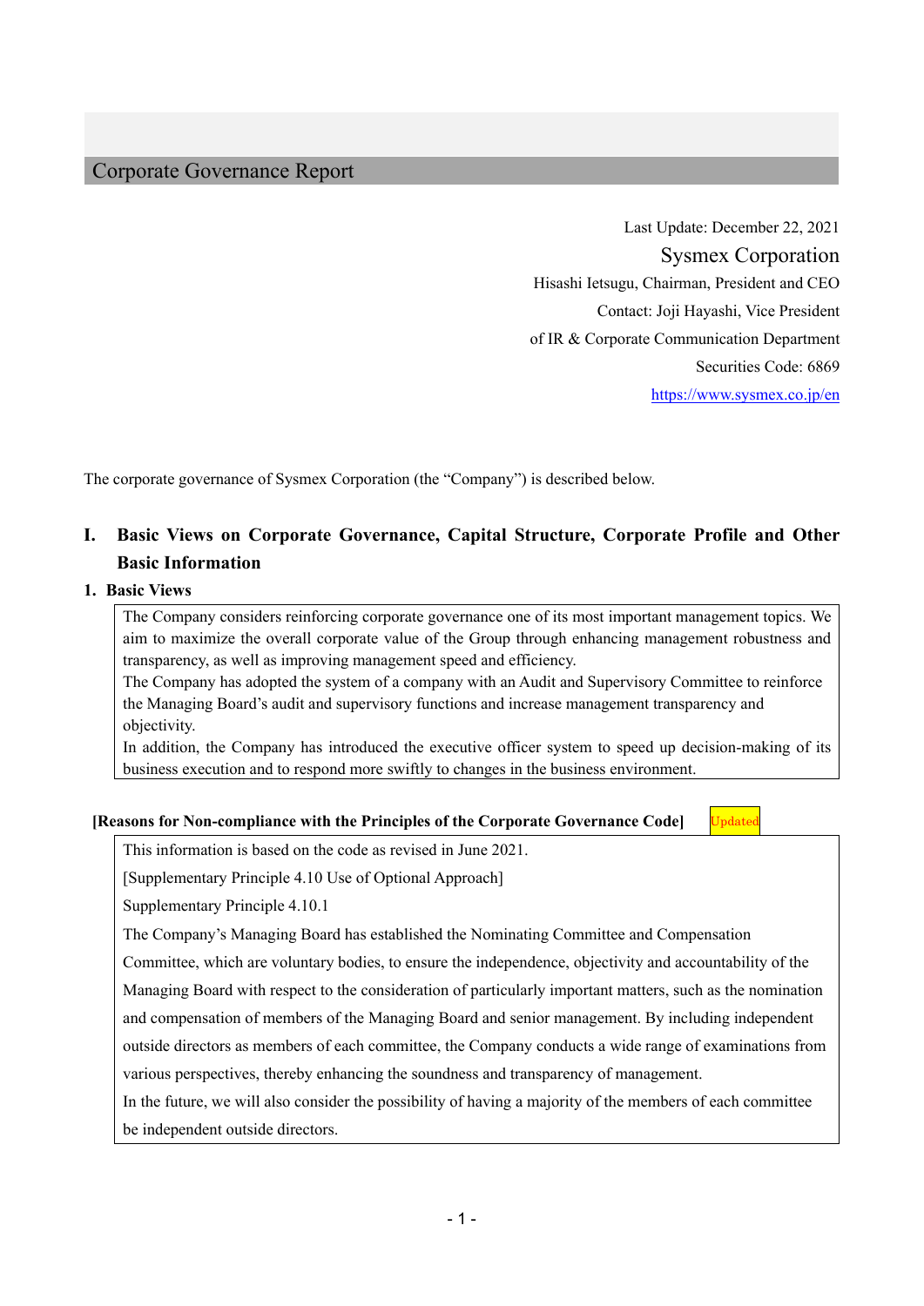# Corporate Governance Report

Last Update: December 22, 2021

Sysmex Corporation

Hisashi Ietsugu, Chairman, President and CEO

Contact: Joji Hayashi, Vice President of IR & Corporate Communication Department

Securities Code: 6869

https://www.sysmex.co.jp/en

The corporate governance of Sysmex Corporation (the "Company") is described below.

## I. Basic Views on Corporate Governance, Capital Structure, Corporate Profile and Other Basic Information

### 1. Basic Views

The Company considers reinforcing corporate governance one of its most important management topics. We aim to maximize the overall corporate value of the Group through enhancing management robustness and transparency, as well as improving management speed and efficiency.
The Company has adopted the system of a company with an Audit and Supervisory Committee to reinforce the Managing Board's audit and supervisory functions and increase management transparency and objectivity.
In addition, the Company has introduced the executive officer system to speed up decision-making of its business execution and to respond more swiftly to changes in the business environment.

**[Reasons for Non-compliance with the Principles of the Corporate Governance Code]** Updated

This information is based on the code as revised in June 2021.

[Supplementary Principle 4.10 Use of Optional Approach]

Supplementary Principle 4.10.1

The Company's Managing Board has established the Nominating Committee and Compensation Committee, which are voluntary bodies, to ensure the independence, objectivity and accountability of the Managing Board with respect to the consideration of particularly important matters, such as the nomination and compensation of members of the Managing Board and senior management. By including independent outside directors as members of each committee, the Company conducts a wide range of examinations from various perspectives, thereby enhancing the soundness and transparency of management.

In the future, we will also consider the possibility of having a majority of the members of each committee be independent outside directors.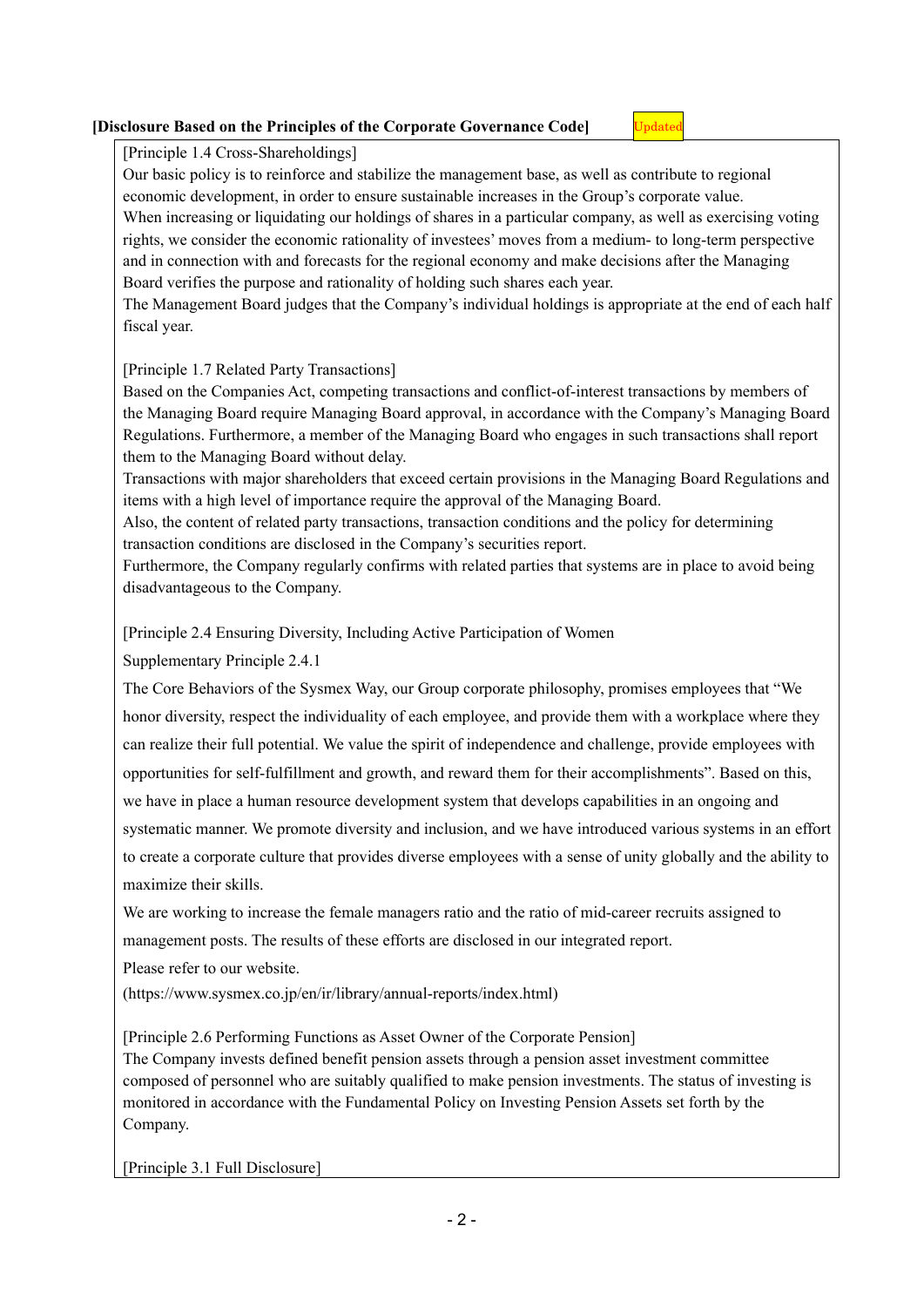**[Disclosure Based on the Principles of the Corporate Governance Code]** Updated

[Principle 1.4 Cross-Shareholdings]

Our basic policy is to reinforce and stabilize the management base, as well as contribute to regional economic development, in order to ensure sustainable increases in the Group's corporate value.

When increasing or liquidating our holdings of shares in a particular company, as well as exercising voting rights, we consider the economic rationality of investees' moves from a medium- to long-term perspective and in connection with and forecasts for the regional economy and make decisions after the Managing Board verifies the purpose and rationality of holding such shares each year.

The Management Board judges that the Company's individual holdings is appropriate at the end of each half fiscal year.

[Principle 1.7 Related Party Transactions]

Based on the Companies Act, competing transactions and conflict-of-interest transactions by members of the Managing Board require Managing Board approval, in accordance with the Company's Managing Board Regulations. Furthermore, a member of the Managing Board who engages in such transactions shall report them to the Managing Board without delay.

Transactions with major shareholders that exceed certain provisions in the Managing Board Regulations and items with a high level of importance require the approval of the Managing Board.

Also, the content of related party transactions, transaction conditions and the policy for determining transaction conditions are disclosed in the Company's securities report.

Furthermore, the Company regularly confirms with related parties that systems are in place to avoid being disadvantageous to the Company.

[Principle 2.4 Ensuring Diversity, Including Active Participation of Women

Supplementary Principle 2.4.1

The Core Behaviors of the Sysmex Way, our Group corporate philosophy, promises employees that "We honor diversity, respect the individuality of each employee, and provide them with a workplace where they can realize their full potential. We value the spirit of independence and challenge, provide employees with opportunities for self-fulfillment and growth, and reward them for their accomplishments". Based on this, we have in place a human resource development system that develops capabilities in an ongoing and systematic manner. We promote diversity and inclusion, and we have introduced various systems in an effort to create a corporate culture that provides diverse employees with a sense of unity globally and the ability to maximize their skills.

We are working to increase the female managers ratio and the ratio of mid-career recruits assigned to management posts. The results of these efforts are disclosed in our integrated report.

Please refer to our website.

(https://www.sysmex.co.jp/en/ir/library/annual-reports/index.html)

[Principle 2.6 Performing Functions as Asset Owner of the Corporate Pension]

The Company invests defined benefit pension assets through a pension asset investment committee composed of personnel who are suitably qualified to make pension investments. The status of investing is monitored in accordance with the Fundamental Policy on Investing Pension Assets set forth by the Company.

[Principle 3.1 Full Disclosure]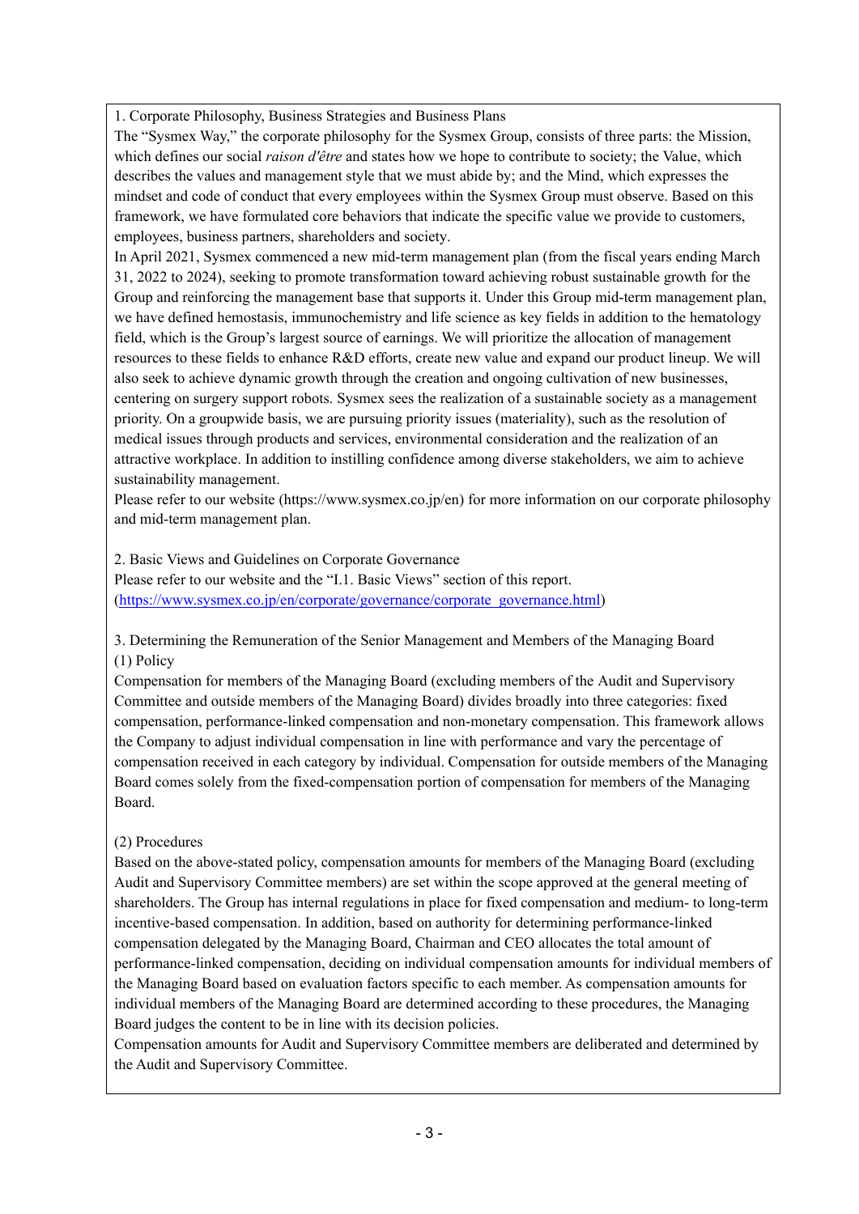1. Corporate Philosophy, Business Strategies and Business Plans

The "Sysmex Way," the corporate philosophy for the Sysmex Group, consists of three parts: the Mission, which defines our social *raison d'être* and states how we hope to contribute to society; the Value, which describes the values and management style that we must abide by; and the Mind, which expresses the mindset and code of conduct that every employees within the Sysmex Group must observe. Based on this framework, we have formulated core behaviors that indicate the specific value we provide to customers, employees, business partners, shareholders and society.

In April 2021, Sysmex commenced a new mid-term management plan (from the fiscal years ending March 31, 2022 to 2024), seeking to promote transformation toward achieving robust sustainable growth for the Group and reinforcing the management base that supports it. Under this Group mid-term management plan, we have defined hemostasis, immunochemistry and life science as key fields in addition to the hematology field, which is the Group's largest source of earnings. We will prioritize the allocation of management resources to these fields to enhance R&D efforts, create new value and expand our product lineup. We will also seek to achieve dynamic growth through the creation and ongoing cultivation of new businesses, centering on surgery support robots. Sysmex sees the realization of a sustainable society as a management priority. On a groupwide basis, we are pursuing priority issues (materiality), such as the resolution of medical issues through products and services, environmental consideration and the realization of an attractive workplace. In addition to instilling confidence among diverse stakeholders, we aim to achieve sustainability management.

Please refer to our website (https://www.sysmex.co.jp/en) for more information on our corporate philosophy and mid-term management plan.

2. Basic Views and Guidelines on Corporate Governance

Please refer to our website and the "I.1. Basic Views" section of this report.
(https://www.sysmex.co.jp/en/corporate/governance/corporate_governance.html)

3. Determining the Remuneration of the Senior Management and Members of the Managing Board

(1) Policy

Compensation for members of the Managing Board (excluding members of the Audit and Supervisory Committee and outside members of the Managing Board) divides broadly into three categories: fixed compensation, performance-linked compensation and non-monetary compensation. This framework allows the Company to adjust individual compensation in line with performance and vary the percentage of compensation received in each category by individual. Compensation for outside members of the Managing Board comes solely from the fixed-compensation portion of compensation for members of the Managing Board.

(2) Procedures

Based on the above-stated policy, compensation amounts for members of the Managing Board (excluding Audit and Supervisory Committee members) are set within the scope approved at the general meeting of shareholders. The Group has internal regulations in place for fixed compensation and medium- to long-term incentive-based compensation. In addition, based on authority for determining performance-linked compensation delegated by the Managing Board, Chairman and CEO allocates the total amount of performance-linked compensation, deciding on individual compensation amounts for individual members of the Managing Board based on evaluation factors specific to each member. As compensation amounts for individual members of the Managing Board are determined according to these procedures, the Managing Board judges the content to be in line with its decision policies.

Compensation amounts for Audit and Supervisory Committee members are deliberated and determined by the Audit and Supervisory Committee.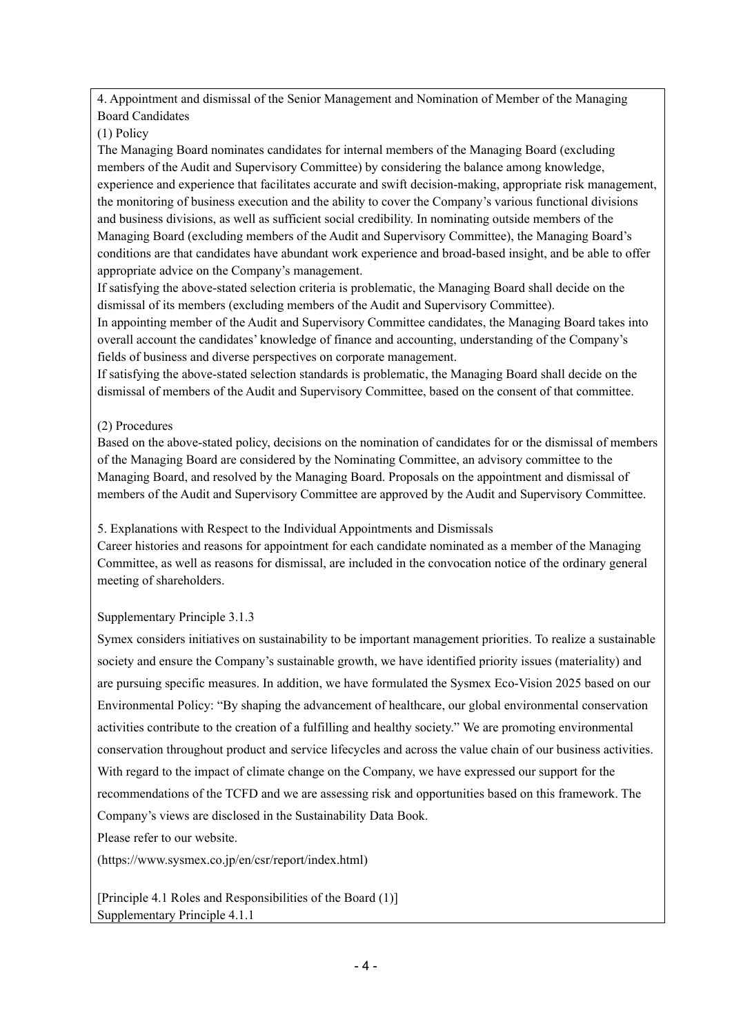4. Appointment and dismissal of the Senior Management and Nomination of Member of the Managing Board Candidates

(1) Policy

The Managing Board nominates candidates for internal members of the Managing Board (excluding members of the Audit and Supervisory Committee) by considering the balance among knowledge, experience and experience that facilitates accurate and swift decision-making, appropriate risk management, the monitoring of business execution and the ability to cover the Company's various functional divisions and business divisions, as well as sufficient social credibility. In nominating outside members of the Managing Board (excluding members of the Audit and Supervisory Committee), the Managing Board's conditions are that candidates have abundant work experience and broad-based insight, and be able to offer appropriate advice on the Company's management.

If satisfying the above-stated selection criteria is problematic, the Managing Board shall decide on the dismissal of its members (excluding members of the Audit and Supervisory Committee).

In appointing member of the Audit and Supervisory Committee candidates, the Managing Board takes into overall account the candidates' knowledge of finance and accounting, understanding of the Company's fields of business and diverse perspectives on corporate management.

If satisfying the above-stated selection standards is problematic, the Managing Board shall decide on the dismissal of members of the Audit and Supervisory Committee, based on the consent of that committee.

(2) Procedures

Based on the above-stated policy, decisions on the nomination of candidates for or the dismissal of members of the Managing Board are considered by the Nominating Committee, an advisory committee to the Managing Board, and resolved by the Managing Board. Proposals on the appointment and dismissal of members of the Audit and Supervisory Committee are approved by the Audit and Supervisory Committee.

5. Explanations with Respect to the Individual Appointments and Dismissals

Career histories and reasons for appointment for each candidate nominated as a member of the Managing Committee, as well as reasons for dismissal, are included in the convocation notice of the ordinary general meeting of shareholders.

Supplementary Principle 3.1.3

Symex considers initiatives on sustainability to be important management priorities. To realize a sustainable society and ensure the Company's sustainable growth, we have identified priority issues (materiality) and are pursuing specific measures. In addition, we have formulated the Sysmex Eco-Vision 2025 based on our Environmental Policy: "By shaping the advancement of healthcare, our global environmental conservation activities contribute to the creation of a fulfilling and healthy society." We are promoting environmental conservation throughout product and service lifecycles and across the value chain of our business activities. With regard to the impact of climate change on the Company, we have expressed our support for the recommendations of the TCFD and we are assessing risk and opportunities based on this framework. The Company's views are disclosed in the Sustainability Data Book.

Please refer to our website.

(https://www.sysmex.co.jp/en/csr/report/index.html)

[Principle 4.1 Roles and Responsibilities of the Board (1)]

Supplementary Principle 4.1.1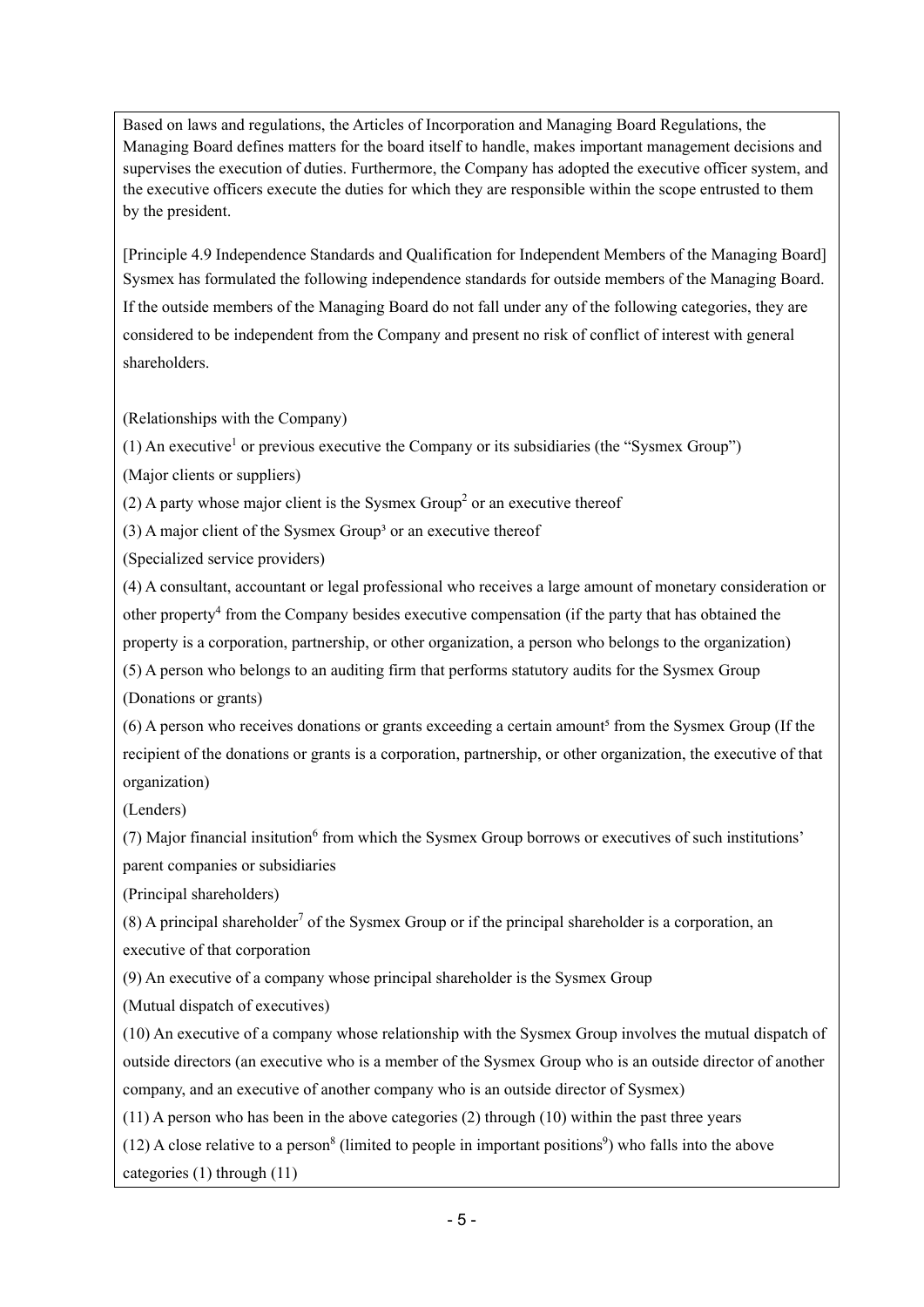Based on laws and regulations, the Articles of Incorporation and Managing Board Regulations, the Managing Board defines matters for the board itself to handle, makes important management decisions and supervises the execution of duties. Furthermore, the Company has adopted the executive officer system, and the executive officers execute the duties for which they are responsible within the scope entrusted to them by the president.

[Principle 4.9 Independence Standards and Qualification for Independent Members of the Managing Board]
Sysmex has formulated the following independence standards for outside members of the Managing Board. If the outside members of the Managing Board do not fall under any of the following categories, they are considered to be independent from the Company and present no risk of conflict of interest with general shareholders.

(Relationships with the Company)

(1) An executive[1] or previous executive the Company or its subsidiaries (the "Sysmex Group")

(Major clients or suppliers)

(2) A party whose major client is the Sysmex Group[2] or an executive thereof

(3) A major client of the Sysmex Group[3] or an executive thereof

(Specialized service providers)

(4) A consultant, accountant or legal professional who receives a large amount of monetary consideration or other property[4] from the Company besides executive compensation (if the party that has obtained the property is a corporation, partnership, or other organization, a person who belongs to the organization)

(5) A person who belongs to an auditing firm that performs statutory audits for the Sysmex Group

(Donations or grants)

(6) A person who receives donations or grants exceeding a certain amount[5] from the Sysmex Group (If the recipient of the donations or grants is a corporation, partnership, or other organization, the executive of that organization)

(Lenders)

(7) Major financial insitution[6] from which the Sysmex Group borrows or executives of such institutions' parent companies or subsidiaries

(Principal shareholders)

(8) A principal shareholder[7] of the Sysmex Group or if the principal shareholder is a corporation, an executive of that corporation

(9) An executive of a company whose principal shareholder is the Sysmex Group

(Mutual dispatch of executives)

(10) An executive of a company whose relationship with the Sysmex Group involves the mutual dispatch of outside directors (an executive who is a member of the Sysmex Group who is an outside director of another company, and an executive of another company who is an outside director of Sysmex)

(11) A person who has been in the above categories (2) through (10) within the past three years

(12) A close relative to a person[8] (limited to people in important positions[9]) who falls into the above categories (1) through (11)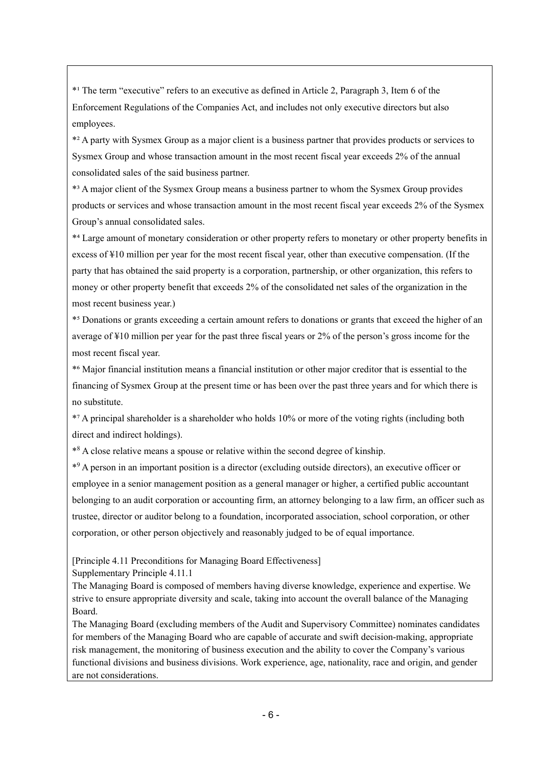*[1] The term "executive" refers to an executive as defined in Article 2, Paragraph 3, Item 6 of the Enforcement Regulations of the Companies Act, and includes not only executive directors but also employees.

*[2] A party with Sysmex Group as a major client is a business partner that provides products or services to Sysmex Group and whose transaction amount in the most recent fiscal year exceeds 2% of the annual consolidated sales of the said business partner.

*[3] A major client of the Sysmex Group means a business partner to whom the Sysmex Group provides products or services and whose transaction amount in the most recent fiscal year exceeds 2% of the Sysmex Group's annual consolidated sales.

*[4] Large amount of monetary consideration or other property refers to monetary or other property benefits in excess of ¥10 million per year for the most recent fiscal year, other than executive compensation. (If the party that has obtained the said property is a corporation, partnership, or other organization, this refers to money or other property benefit that exceeds 2% of the consolidated net sales of the organization in the most recent business year.)

*[5] Donations or grants exceeding a certain amount refers to donations or grants that exceed the higher of an average of ¥10 million per year for the past three fiscal years or 2% of the person's gross income for the most recent fiscal year.

*[6] Major financial institution means a financial institution or other major creditor that is essential to the financing of Sysmex Group at the present time or has been over the past three years and for which there is no substitute.

*[7] A principal shareholder is a shareholder who holds 10% or more of the voting rights (including both direct and indirect holdings).

*[8] A close relative means a spouse or relative within the second degree of kinship.

*[9] A person in an important position is a director (excluding outside directors), an executive officer or employee in a senior management position as a general manager or higher, a certified public accountant belonging to an audit corporation or accounting firm, an attorney belonging to a law firm, an officer such as trustee, director or auditor belong to a foundation, incorporated association, school corporation, or other corporation, or other person objectively and reasonably judged to be of equal importance.

[Principle 4.11 Preconditions for Managing Board Effectiveness]
Supplementary Principle 4.11.1

The Managing Board is composed of members having diverse knowledge, experience and expertise. We strive to ensure appropriate diversity and scale, taking into account the overall balance of the Managing Board.

The Managing Board (excluding members of the Audit and Supervisory Committee) nominates candidates for members of the Managing Board who are capable of accurate and swift decision-making, appropriate risk management, the monitoring of business execution and the ability to cover the Company's various functional divisions and business divisions. Work experience, age, nationality, race and origin, and gender are not considerations.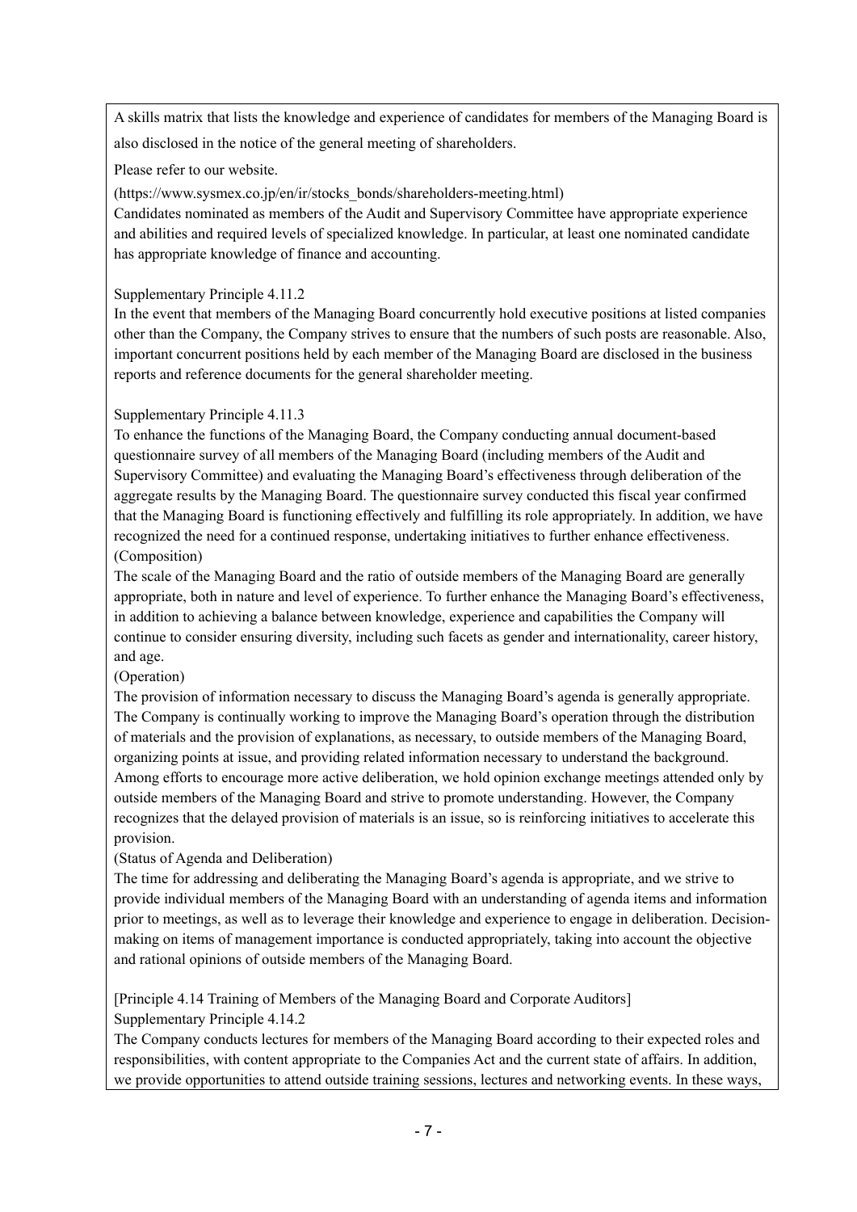A skills matrix that lists the knowledge and experience of candidates for members of the Managing Board is also disclosed in the notice of the general meeting of shareholders.

Please refer to our website.

(https://www.sysmex.co.jp/en/ir/stocks_bonds/shareholders-meeting.html)

Candidates nominated as members of the Audit and Supervisory Committee have appropriate experience and abilities and required levels of specialized knowledge. In particular, at least one nominated candidate has appropriate knowledge of finance and accounting.

Supplementary Principle 4.11.2

In the event that members of the Managing Board concurrently hold executive positions at listed companies other than the Company, the Company strives to ensure that the numbers of such posts are reasonable. Also, important concurrent positions held by each member of the Managing Board are disclosed in the business reports and reference documents for the general shareholder meeting.

Supplementary Principle 4.11.3

To enhance the functions of the Managing Board, the Company conducting annual document-based questionnaire survey of all members of the Managing Board (including members of the Audit and Supervisory Committee) and evaluating the Managing Board's effectiveness through deliberation of the aggregate results by the Managing Board. The questionnaire survey conducted this fiscal year confirmed that the Managing Board is functioning effectively and fulfilling its role appropriately. In addition, we have recognized the need for a continued response, undertaking initiatives to further enhance effectiveness.

(Composition)

The scale of the Managing Board and the ratio of outside members of the Managing Board are generally appropriate, both in nature and level of experience. To further enhance the Managing Board's effectiveness, in addition to achieving a balance between knowledge, experience and capabilities the Company will continue to consider ensuring diversity, including such facets as gender and internationality, career history, and age.

(Operation)

The provision of information necessary to discuss the Managing Board's agenda is generally appropriate. The Company is continually working to improve the Managing Board's operation through the distribution of materials and the provision of explanations, as necessary, to outside members of the Managing Board, organizing points at issue, and providing related information necessary to understand the background. Among efforts to encourage more active deliberation, we hold opinion exchange meetings attended only by outside members of the Managing Board and strive to promote understanding. However, the Company recognizes that the delayed provision of materials is an issue, so is reinforcing initiatives to accelerate this provision.

(Status of Agenda and Deliberation)

The time for addressing and deliberating the Managing Board's agenda is appropriate, and we strive to provide individual members of the Managing Board with an understanding of agenda items and information prior to meetings, as well as to leverage their knowledge and experience to engage in deliberation. Decision-making on items of management importance is conducted appropriately, taking into account the objective and rational opinions of outside members of the Managing Board.

[Principle 4.14 Training of Members of the Managing Board and Corporate Auditors]

Supplementary Principle 4.14.2

The Company conducts lectures for members of the Managing Board according to their expected roles and responsibilities, with content appropriate to the Companies Act and the current state of affairs. In addition, we provide opportunities to attend outside training sessions, lectures and networking events. In these ways,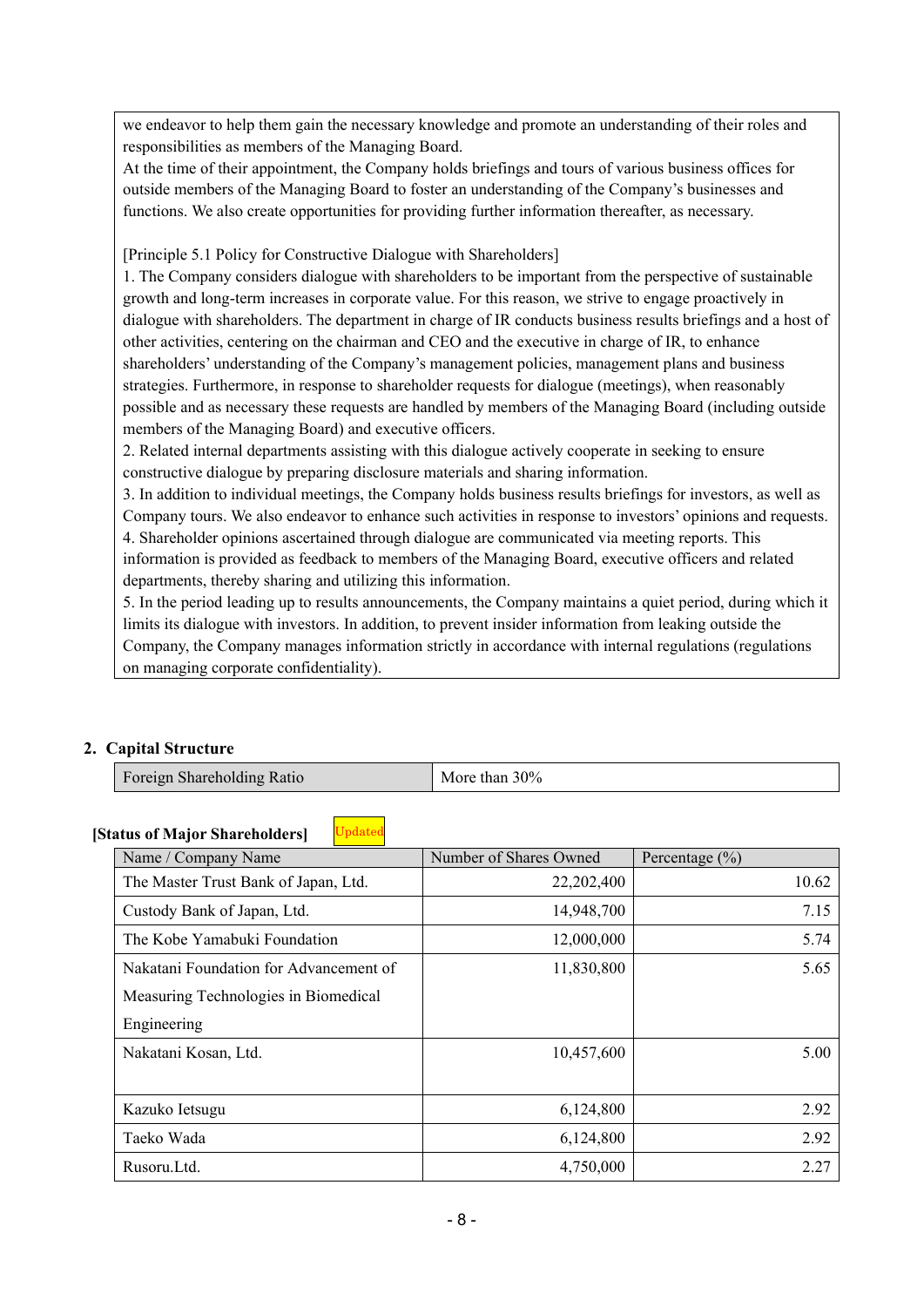we endeavor to help them gain the necessary knowledge and promote an understanding of their roles and responsibilities as members of the Managing Board.

At the time of their appointment, the Company holds briefings and tours of various business offices for outside members of the Managing Board to foster an understanding of the Company's businesses and functions. We also create opportunities for providing further information thereafter, as necessary.

[Principle 5.1 Policy for Constructive Dialogue with Shareholders]

1. The Company considers dialogue with shareholders to be important from the perspective of sustainable growth and long-term increases in corporate value. For this reason, we strive to engage proactively in dialogue with shareholders. The department in charge of IR conducts business results briefings and a host of other activities, centering on the chairman and CEO and the executive in charge of IR, to enhance shareholders' understanding of the Company's management policies, management plans and business strategies. Furthermore, in response to shareholder requests for dialogue (meetings), when reasonably possible and as necessary these requests are handled by members of the Managing Board (including outside members of the Managing Board) and executive officers.
2. Related internal departments assisting with this dialogue actively cooperate in seeking to ensure constructive dialogue by preparing disclosure materials and sharing information.
3. In addition to individual meetings, the Company holds business results briefings for investors, as well as Company tours. We also endeavor to enhance such activities in response to investors' opinions and requests.
4. Shareholder opinions ascertained through dialogue are communicated via meeting reports. This information is provided as feedback to members of the Managing Board, executive officers and related departments, thereby sharing and utilizing this information.
5. In the period leading up to results announcements, the Company maintains a quiet period, during which it limits its dialogue with investors. In addition, to prevent insider information from leaking outside the Company, the Company manages information strictly in accordance with internal regulations (regulations on managing corporate confidentiality).

## 2. Capital Structure

| Foreign Shareholding Ratio | More than 30% |
|---|---|

**[Status of Major Shareholders]** Updated

| Name / Company Name | Number of Shares Owned | Percentage (%) |
|---|---|---|
| The Master Trust Bank of Japan, Ltd. | 22,202,400 | 10.62 |
| Custody Bank of Japan, Ltd. | 14,948,700 | 7.15 |
| The Kobe Yamabuki Foundation | 12,000,000 | 5.74 |
| Nakatani Foundation for Advancement of Measuring Technologies in Biomedical Engineering | 11,830,800 | 5.65 |
| Nakatani Kosan, Ltd. | 10,457,600 | 5.00 |
| Kazuko Ietsugu | 6,124,800 | 2.92 |
| Taeko Wada | 6,124,800 | 2.92 |
| Rusoru.Ltd. | 4,750,000 | 2.27 |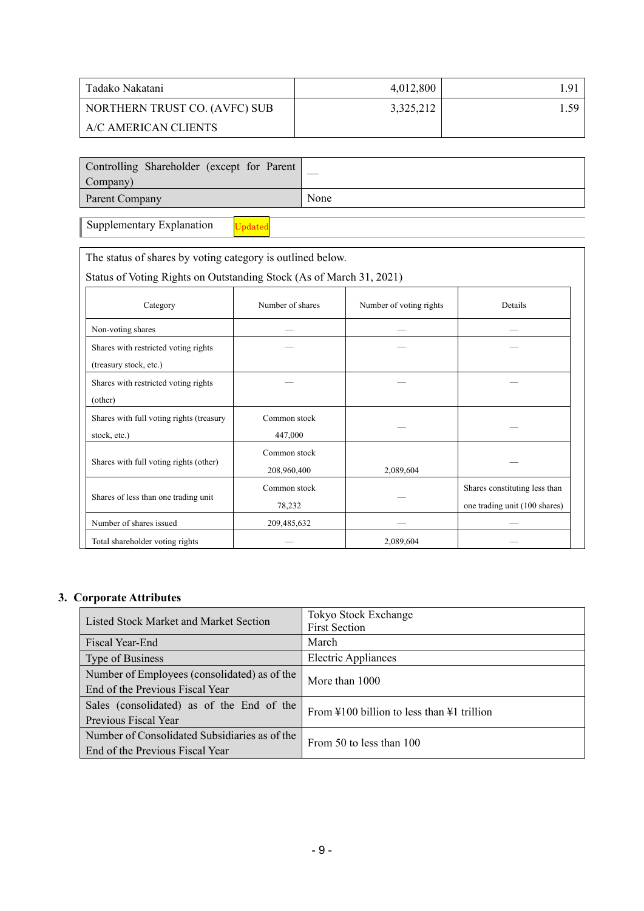| Tadako Nakatani | 4,012,800 | 1.91 |
|---|---|---|
| NORTHERN TRUST CO. (AVFC) SUB A/C AMERICAN CLIENTS | 3,325,212 | 1.59 |

| Controlling Shareholder (except for Parent Company) | — |
|---|---|
| Parent Company | None |

Supplementary Explanation Updated

The status of shares by voting category is outlined below.

Status of Voting Rights on Outstanding Stock (As of March 31, 2021)

| Category | Number of shares | Number of voting rights | Details |
|---|---|---|---|
| Non-voting shares | — | — | — |
| Shares with restricted voting rights (treasury stock, etc.) | — | — | — |
| Shares with restricted voting rights (other) | — | — | — |
| Shares with full voting rights (treasury stock, etc.) | Common stock 447,000 | — | — |
| Shares with full voting rights (other) | Common stock 208,960,400 | 2,089,604 | — |
| Shares of less than one trading unit | Common stock 78,232 | — | Shares constituting less than one trading unit (100 shares) |
| Number of shares issued | 209,485,632 | — | — |
| Total shareholder voting rights | — | 2,089,604 | — |

## 3. Corporate Attributes

| Listed Stock Market and Market Section | Tokyo Stock Exchange First Section |
|---|---|
| Fiscal Year-End | March |
| Type of Business | Electric Appliances |
| Number of Employees (consolidated) as of the End of the Previous Fiscal Year | More than 1000 |
| Sales (consolidated) as of the End of the Previous Fiscal Year | From ¥100 billion to less than ¥1 trillion |
| Number of Consolidated Subsidiaries as of the End of the Previous Fiscal Year | From 50 to less than 100 |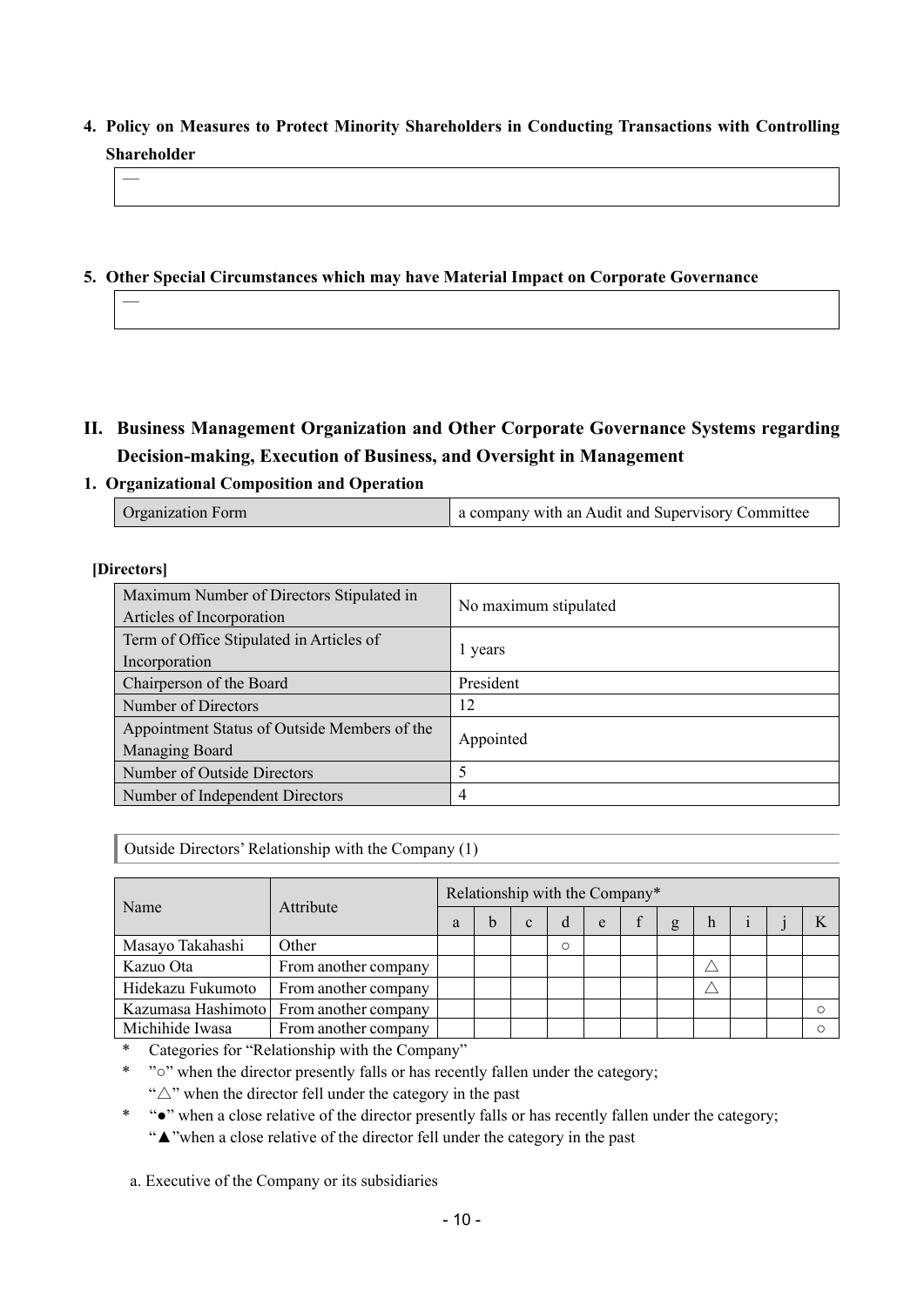### 4. Policy on Measures to Protect Minority Shareholders in Conducting Transactions with Controlling Shareholder

―

### 5. Other Special Circumstances which may have Material Impact on Corporate Governance

―

## II. Business Management Organization and Other Corporate Governance Systems regarding Decision-making, Execution of Business, and Oversight in Management

### 1. Organizational Composition and Operation

| Organization Form | a company with an Audit and Supervisory Committee |
|---|---|

**[Directors]**

| Maximum Number of Directors Stipulated in Articles of Incorporation | No maximum stipulated |
|---|---|
| Term of Office Stipulated in Articles of Incorporation | 1 years |
| Chairperson of the Board | President |
| Number of Directors | 12 |
| Appointment Status of Outside Members of the Managing Board | Appointed |
| Number of Outside Directors | 5 |
| Number of Independent Directors | 4 |

Outside Directors' Relationship with the Company (1)

| Name | Attribute | Relationship with the Company* | | | | | | | | | | |
|---|---|---|---|---|---|---|---|---|---|---|---|---|
| | | a | b | c | d | e | f | g | h | i | j | K |
| Masayo Takahashi | Other | | | | ○ | | | | | | | |
| Kazuo Ota | From another company | | | | | | | | △ | | | |
| Hidekazu Fukumoto | From another company | | | | | | | | △ | | | |
| Kazumasa Hashimoto | From another company | | | | | | | | | | | ○ |
| Michihide Iwasa | From another company | | | | | | | | | | | ○ |

\* Categories for "Relationship with the Company"

\* "○" when the director presently falls or has recently fallen under the category;
"△" when the director fell under the category in the past

\* "●" when a close relative of the director presently falls or has recently fallen under the category;
"▲"when a close relative of the director fell under the category in the past

a. Executive of the Company or its subsidiaries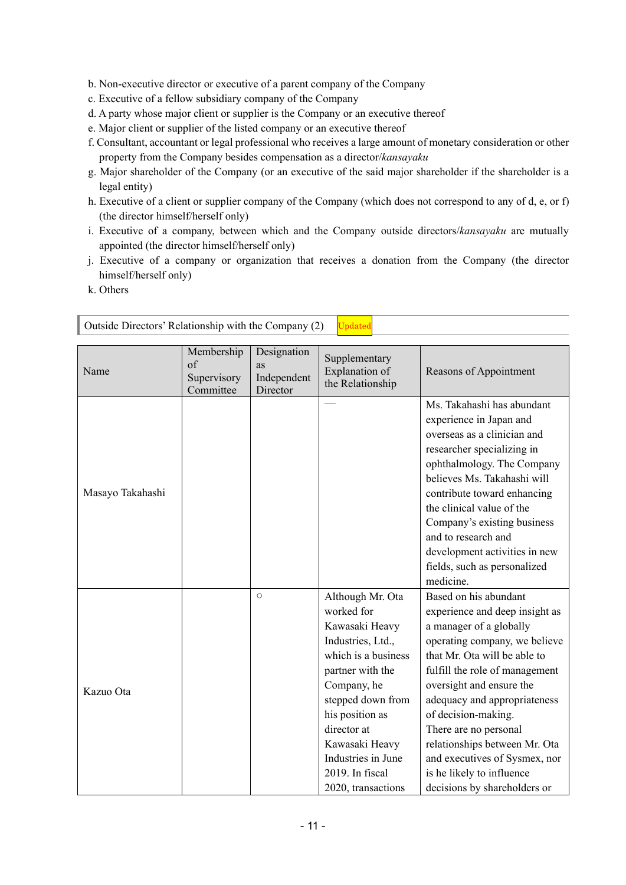b. Non-executive director or executive of a parent company of the Company
c. Executive of a fellow subsidiary company of the Company
d. A party whose major client or supplier is the Company or an executive thereof
e. Major client or supplier of the listed company or an executive thereof
f. Consultant, accountant or legal professional who receives a large amount of monetary consideration or other property from the Company besides compensation as a director/*kansayaku*
g. Major shareholder of the Company (or an executive of the said major shareholder if the shareholder is a legal entity)
h. Executive of a client or supplier company of the Company (which does not correspond to any of d, e, or f) (the director himself/herself only)
i. Executive of a company, between which and the Company outside directors/*kansayaku* are mutually appointed (the director himself/herself only)
j. Executive of a company or organization that receives a donation from the Company (the director himself/herself only)
k. Others

## Outside Directors' Relationship with the Company (2) Updated

| Name | Membership of Supervisory Committee | Designation as Independent Director | Supplementary Explanation of the Relationship | Reasons of Appointment |
|---|---|---|---|---|
| Masayo Takahashi | | | — | Ms. Takahashi has abundant experience in Japan and overseas as a clinician and researcher specializing in ophthalmology. The Company believes Ms. Takahashi will contribute toward enhancing the clinical value of the Company's existing business and to research and development activities in new fields, such as personalized medicine. |
| Kazuo Ota | | ○ | Although Mr. Ota worked for Kawasaki Heavy Industries, Ltd., which is a business partner with the Company, he stepped down from his position as director at Kawasaki Heavy Industries in June 2019. In fiscal 2020, transactions | Based on his abundant experience and deep insight as a manager of a globally operating company, we believe that Mr. Ota will be able to fulfill the role of management oversight and ensure the adequacy and appropriateness of decision-making. There are no personal relationships between Mr. Ota and executives of Sysmex, nor is he likely to influence decisions by shareholders or |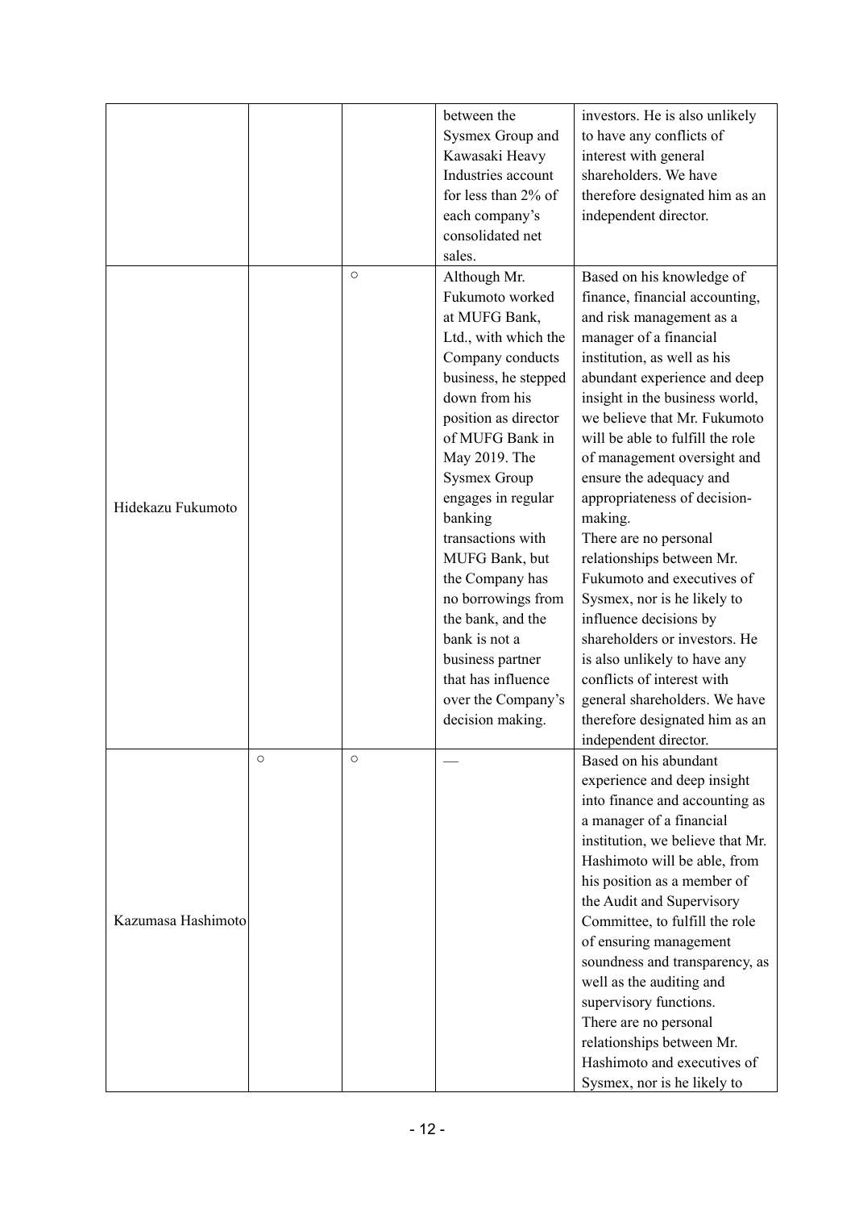| | | | | |
|---|---|---|---|---|
| | | | between the Sysmex Group and Kawasaki Heavy Industries account for less than 2% of each company's consolidated net sales. | investors. He is also unlikely to have any conflicts of interest with general shareholders. We have therefore designated him as an independent director. |
| Hidekazu Fukumoto | | ○ | Although Mr. Fukumoto worked at MUFG Bank, Ltd., with which the Company conducts business, he stepped down from his position as director of MUFG Bank in May 2019. The Sysmex Group engages in regular banking transactions with MUFG Bank, but the Company has no borrowings from the bank, and the bank is not a business partner that has influence over the Company's decision making. | Based on his knowledge of finance, financial accounting, and risk management as a manager of a financial institution, as well as his abundant experience and deep insight in the business world, we believe that Mr. Fukumoto will be able to fulfill the role of management oversight and ensure the adequacy and appropriateness of decision-making.<br>There are no personal relationships between Mr. Fukumoto and executives of Sysmex, nor is he likely to influence decisions by shareholders or investors. He is also unlikely to have any conflicts of interest with general shareholders. We have therefore designated him as an independent director. |
| Kazumasa Hashimoto | ○ | ○ | — | Based on his abundant experience and deep insight into finance and accounting as a manager of a financial institution, we believe that Mr. Hashimoto will be able, from his position as a member of the Audit and Supervisory Committee, to fulfill the role of ensuring management soundness and transparency, as well as the auditing and supervisory functions.<br>There are no personal relationships between Mr. Hashimoto and executives of Sysmex, nor is he likely to |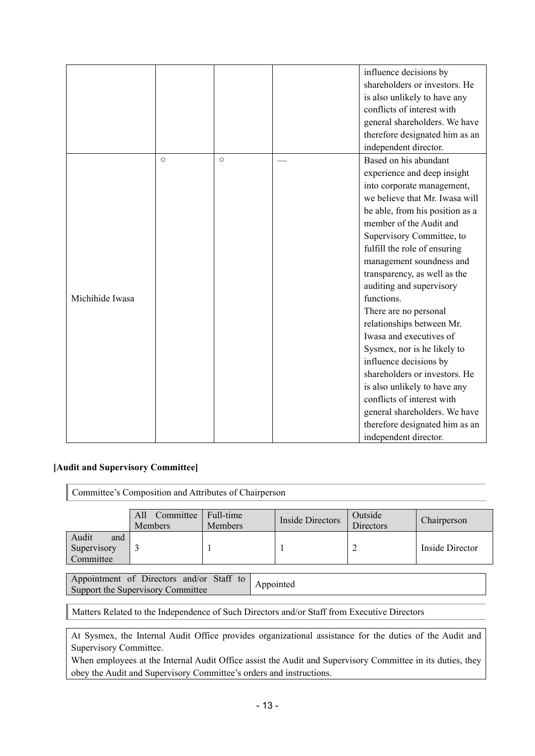| | | | | |
|---|---|---|---|---|
| | | | | influence decisions by shareholders or investors. He is also unlikely to have any conflicts of interest with general shareholders. We have therefore designated him as an independent director. |
| Michihide Iwasa | ○ | ○ | — | Based on his abundant experience and deep insight into corporate management, we believe that Mr. Iwasa will be able, from his position as a member of the Audit and Supervisory Committee, to fulfill the role of ensuring management soundness and transparency, as well as the auditing and supervisory functions.<br>There are no personal relationships between Mr. Iwasa and executives of Sysmex, nor is he likely to influence decisions by shareholders or investors. He is also unlikely to have any conflicts of interest with general shareholders. We have therefore designated him as an independent director. |

**[Audit and Supervisory Committee]**

Committee's Composition and Attributes of Chairperson

| | All Committee Members | Full-time Members | Inside Directors | Outside Directors | Chairperson |
|---|---|---|---|---|---|
| Audit and Supervisory Committee | 3 | 1 | 1 | 2 | Inside Director |

| Appointment of Directors and/or Staff to Support the Supervisory Committee | Appointed |
|---|---|

Matters Related to the Independence of Such Directors and/or Staff from Executive Directors

At Sysmex, the Internal Audit Office provides organizational assistance for the duties of the Audit and Supervisory Committee.
When employees at the Internal Audit Office assist the Audit and Supervisory Committee in its duties, they obey the Audit and Supervisory Committee's orders and instructions.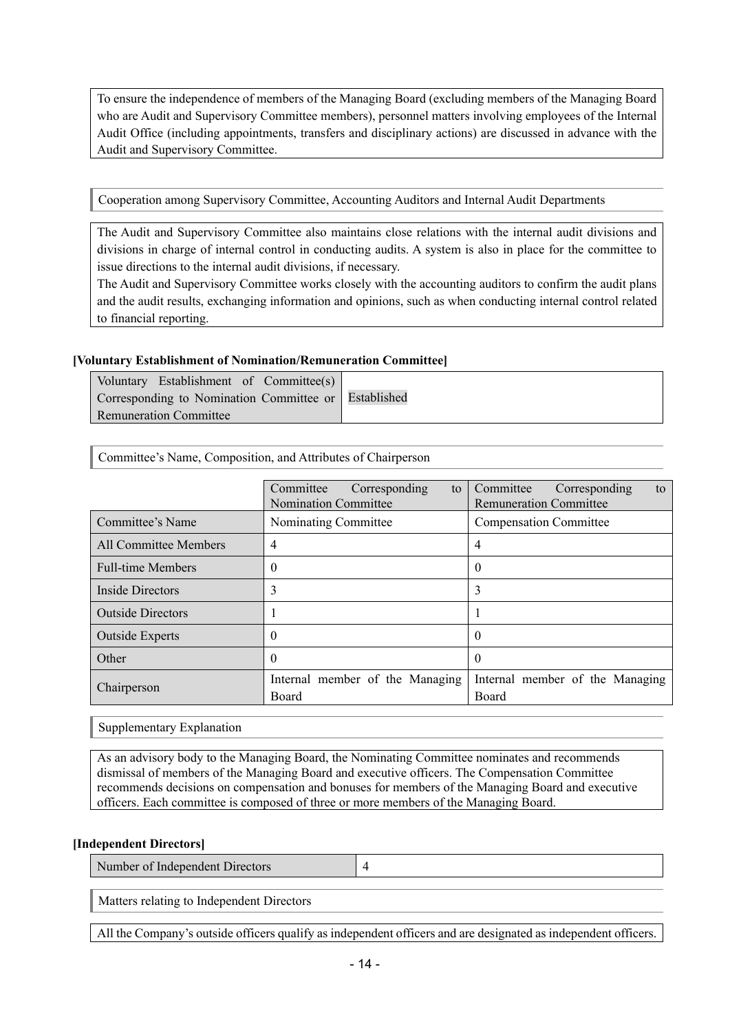To ensure the independence of members of the Managing Board (excluding members of the Managing Board who are Audit and Supervisory Committee members), personnel matters involving employees of the Internal Audit Office (including appointments, transfers and disciplinary actions) are discussed in advance with the Audit and Supervisory Committee.

Cooperation among Supervisory Committee, Accounting Auditors and Internal Audit Departments

The Audit and Supervisory Committee also maintains close relations with the internal audit divisions and divisions in charge of internal control in conducting audits. A system is also in place for the committee to issue directions to the internal audit divisions, if necessary.
The Audit and Supervisory Committee works closely with the accounting auditors to confirm the audit plans and the audit results, exchanging information and opinions, such as when conducting internal control related to financial reporting.

**[Voluntary Establishment of Nomination/Remuneration Committee]**

| Voluntary Establishment of Committee(s) Corresponding to Nomination Committee or Remuneration Committee | Established |
|---|---|

Committee's Name, Composition, and Attributes of Chairperson

| | Committee Corresponding to Nomination Committee | Committee Corresponding to Remuneration Committee |
|---|---|---|
| Committee's Name | Nominating Committee | Compensation Committee |
| All Committee Members | 4 | 4 |
| Full-time Members | 0 | 0 |
| Inside Directors | 3 | 3 |
| Outside Directors | 1 | 1 |
| Outside Experts | 0 | 0 |
| Other | 0 | 0 |
| Chairperson | Internal member of the Managing Board | Internal member of the Managing Board |

Supplementary Explanation

As an advisory body to the Managing Board, the Nominating Committee nominates and recommends dismissal of members of the Managing Board and executive officers. The Compensation Committee recommends decisions on compensation and bonuses for members of the Managing Board and executive officers. Each committee is composed of three or more members of the Managing Board.

**[Independent Directors]**

| Number of Independent Directors | 4 |
|---|---|

Matters relating to Independent Directors

All the Company's outside officers qualify as independent officers and are designated as independent officers.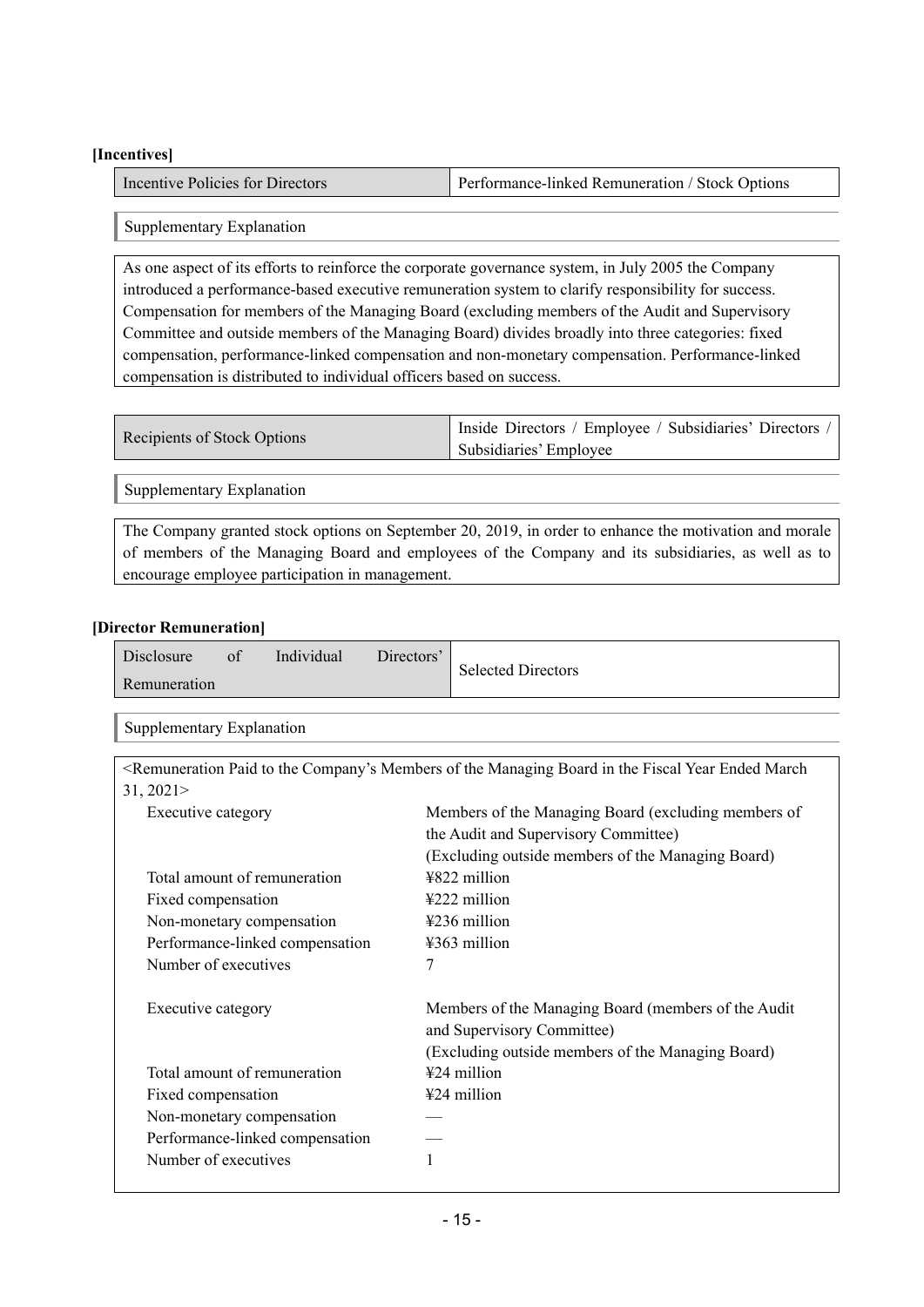**[Incentives]**

| Incentive Policies for Directors | Performance-linked Remuneration / Stock Options |
|---|---|

Supplementary Explanation

As one aspect of its efforts to reinforce the corporate governance system, in July 2005 the Company introduced a performance-based executive remuneration system to clarify responsibility for success. Compensation for members of the Managing Board (excluding members of the Audit and Supervisory Committee and outside members of the Managing Board) divides broadly into three categories: fixed compensation, performance-linked compensation and non-monetary compensation. Performance-linked compensation is distributed to individual officers based on success.

| Recipients of Stock Options | Inside Directors / Employee / Subsidiaries' Directors / Subsidiaries' Employee |
|---|---|

Supplementary Explanation

The Company granted stock options on September 20, 2019, in order to enhance the motivation and morale of members of the Managing Board and employees of the Company and its subsidiaries, as well as to encourage employee participation in management.

**[Director Remuneration]**

| Disclosure of Individual Directors' Remuneration | Selected Directors |
|---|---|

Supplementary Explanation

<Remuneration Paid to the Company's Members of the Managing Board in the Fiscal Year Ended March 31, 2021>

| Executive category | Members of the Managing Board (excluding members of the Audit and Supervisory Committee) (Excluding outside members of the Managing Board) |
|---|---|
| Total amount of remuneration | ¥822 million |
| Fixed compensation | ¥222 million |
| Non-monetary compensation | ¥236 million |
| Performance-linked compensation | ¥363 million |
| Number of executives | 7 |

| Executive category | Members of the Managing Board (members of the Audit and Supervisory Committee) (Excluding outside members of the Managing Board) |
|---|---|
| Total amount of remuneration | ¥24 million |
| Fixed compensation | ¥24 million |
| Non-monetary compensation | — |
| Performance-linked compensation | — |
| Number of executives | 1 |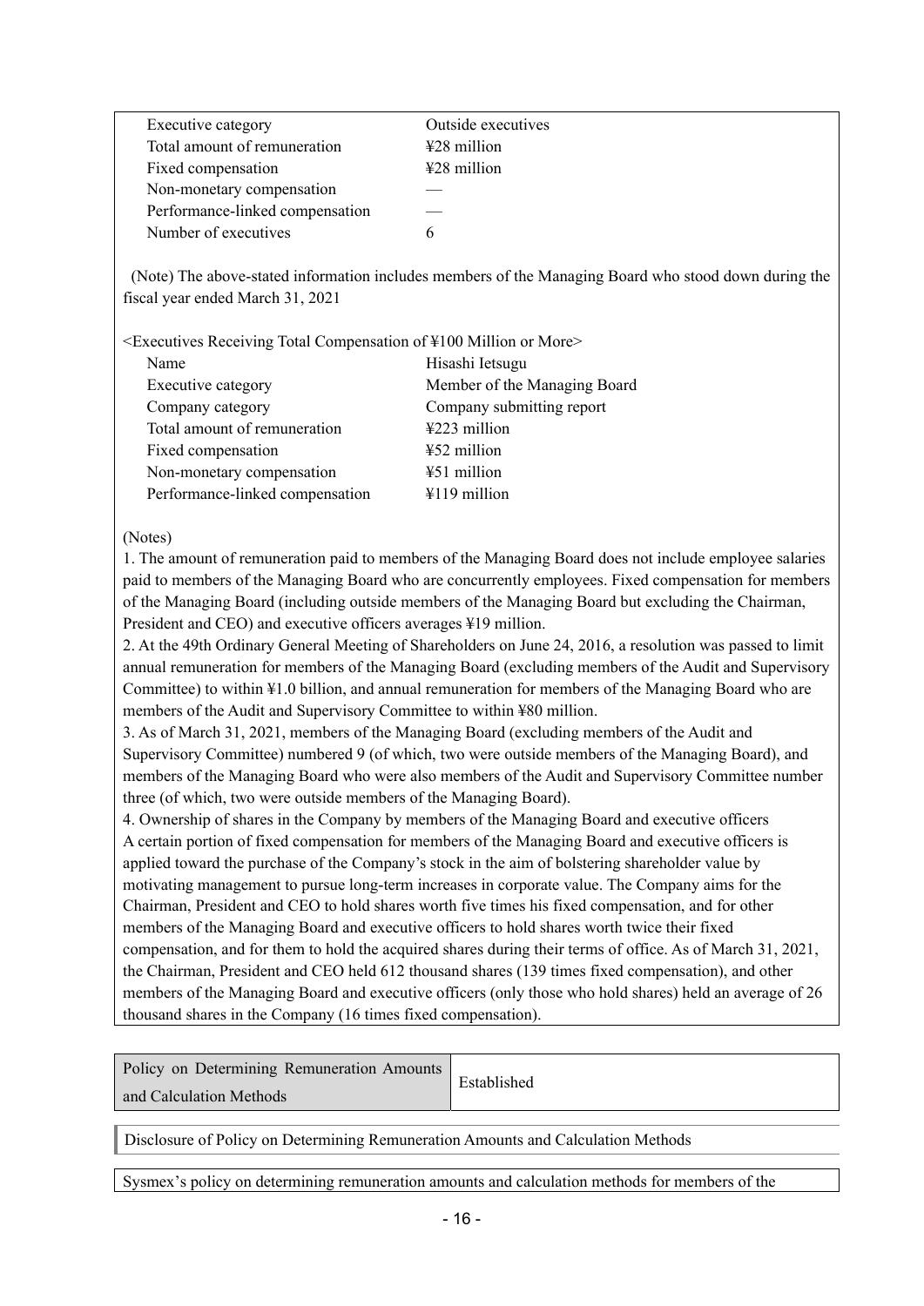| | |
|---|---|
| Executive category | Outside executives |
| Total amount of remuneration | ¥28 million |
| Fixed compensation | ¥28 million |
| Non-monetary compensation | — |
| Performance-linked compensation | — |
| Number of executives | 6 |

(Note) The above-stated information includes members of the Managing Board who stood down during the fiscal year ended March 31, 2021

<Executives Receiving Total Compensation of ¥100 Million or More>

| | |
|---|---|
| Name | Hisashi Ietsugu |
| Executive category | Member of the Managing Board |
| Company category | Company submitting report |
| Total amount of remuneration | ¥223 million |
| Fixed compensation | ¥52 million |
| Non-monetary compensation | ¥51 million |
| Performance-linked compensation | ¥119 million |

(Notes)

1. The amount of remuneration paid to members of the Managing Board does not include employee salaries paid to members of the Managing Board who are concurrently employees. Fixed compensation for members of the Managing Board (including outside members of the Managing Board but excluding the Chairman, President and CEO) and executive officers averages ¥19 million.
2. At the 49th Ordinary General Meeting of Shareholders on June 24, 2016, a resolution was passed to limit annual remuneration for members of the Managing Board (excluding members of the Audit and Supervisory Committee) to within ¥1.0 billion, and annual remuneration for members of the Managing Board who are members of the Audit and Supervisory Committee to within ¥80 million.
3. As of March 31, 2021, members of the Managing Board (excluding members of the Audit and Supervisory Committee) numbered 9 (of which, two were outside members of the Managing Board), and members of the Managing Board who were also members of the Audit and Supervisory Committee number three (of which, two were outside members of the Managing Board).
4. Ownership of shares in the Company by members of the Managing Board and executive officers
A certain portion of fixed compensation for members of the Managing Board and executive officers is applied toward the purchase of the Company's stock in the aim of bolstering shareholder value by motivating management to pursue long-term increases in corporate value. The Company aims for the Chairman, President and CEO to hold shares worth five times his fixed compensation, and for other members of the Managing Board and executive officers to hold shares worth twice their fixed compensation, and for them to hold the acquired shares during their terms of office. As of March 31, 2021, the Chairman, President and CEO held 612 thousand shares (139 times fixed compensation), and other members of the Managing Board and executive officers (only those who hold shares) held an average of 26 thousand shares in the Company (16 times fixed compensation).

| Policy on Determining Remuneration Amounts and Calculation Methods | Established |
|---|---|

Disclosure of Policy on Determining Remuneration Amounts and Calculation Methods

Sysmex's policy on determining remuneration amounts and calculation methods for members of the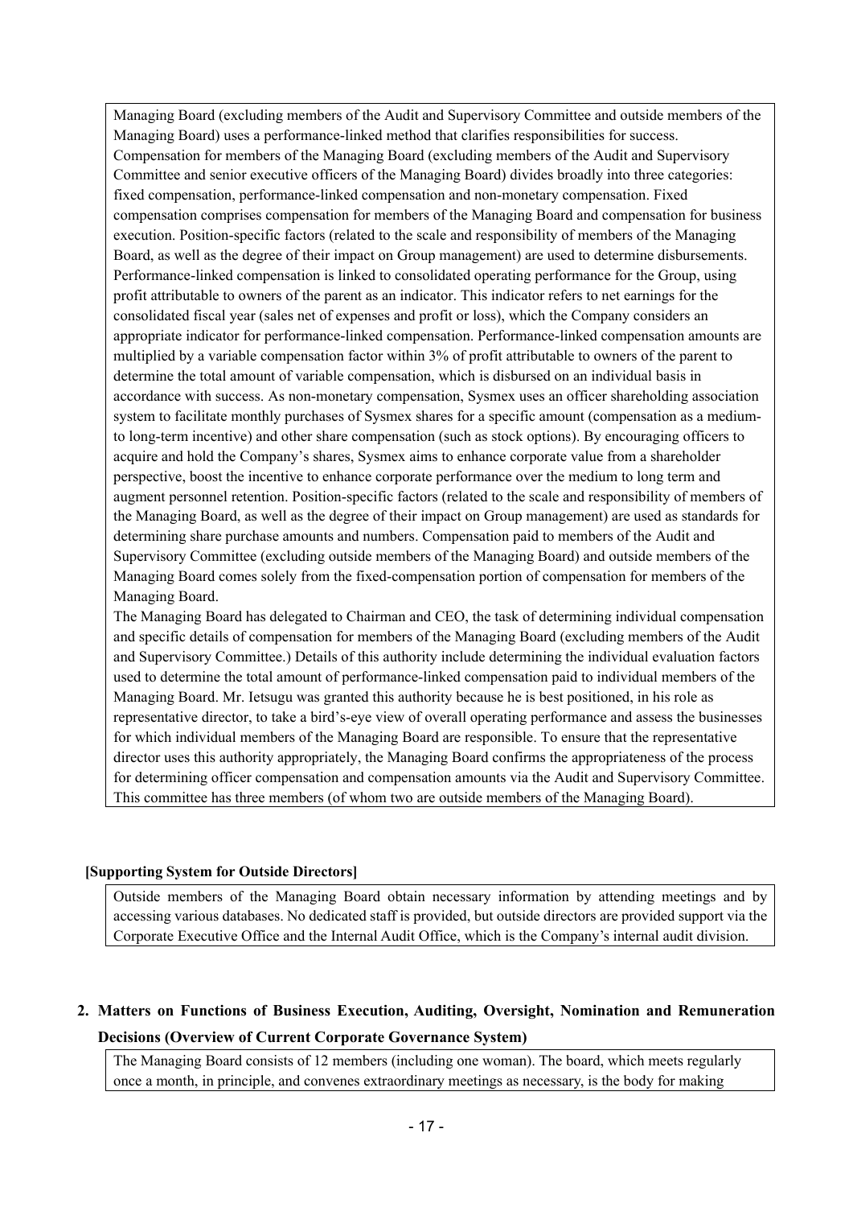Managing Board (excluding members of the Audit and Supervisory Committee and outside members of the Managing Board) uses a performance-linked method that clarifies responsibilities for success. Compensation for members of the Managing Board (excluding members of the Audit and Supervisory Committee and senior executive officers of the Managing Board) divides broadly into three categories: fixed compensation, performance-linked compensation and non-monetary compensation. Fixed compensation comprises compensation for members of the Managing Board and compensation for business execution. Position-specific factors (related to the scale and responsibility of members of the Managing Board, as well as the degree of their impact on Group management) are used to determine disbursements. Performance-linked compensation is linked to consolidated operating performance for the Group, using profit attributable to owners of the parent as an indicator. This indicator refers to net earnings for the consolidated fiscal year (sales net of expenses and profit or loss), which the Company considers an appropriate indicator for performance-linked compensation. Performance-linked compensation amounts are multiplied by a variable compensation factor within 3% of profit attributable to owners of the parent to determine the total amount of variable compensation, which is disbursed on an individual basis in accordance with success. As non-monetary compensation, Sysmex uses an officer shareholding association system to facilitate monthly purchases of Sysmex shares for a specific amount (compensation as a medium- to long-term incentive) and other share compensation (such as stock options). By encouraging officers to acquire and hold the Company's shares, Sysmex aims to enhance corporate value from a shareholder perspective, boost the incentive to enhance corporate performance over the medium to long term and augment personnel retention. Position-specific factors (related to the scale and responsibility of members of the Managing Board, as well as the degree of their impact on Group management) are used as standards for determining share purchase amounts and numbers. Compensation paid to members of the Audit and Supervisory Committee (excluding outside members of the Managing Board) and outside members of the Managing Board comes solely from the fixed-compensation portion of compensation for members of the Managing Board.

The Managing Board has delegated to Chairman and CEO, the task of determining individual compensation and specific details of compensation for members of the Managing Board (excluding members of the Audit and Supervisory Committee.) Details of this authority include determining the individual evaluation factors used to determine the total amount of performance-linked compensation paid to individual members of the Managing Board. Mr. Ietsugu was granted this authority because he is best positioned, in his role as representative director, to take a bird's-eye view of overall operating performance and assess the businesses for which individual members of the Managing Board are responsible. To ensure that the representative director uses this authority appropriately, the Managing Board confirms the appropriateness of the process for determining officer compensation and compensation amounts via the Audit and Supervisory Committee. This committee has three members (of whom two are outside members of the Managing Board).

**[Supporting System for Outside Directors]**

Outside members of the Managing Board obtain necessary information by attending meetings and by accessing various databases. No dedicated staff is provided, but outside directors are provided support via the Corporate Executive Office and the Internal Audit Office, which is the Company's internal audit division.

## 2. Matters on Functions of Business Execution, Auditing, Oversight, Nomination and Remuneration Decisions (Overview of Current Corporate Governance System)

The Managing Board consists of 12 members (including one woman). The board, which meets regularly once a month, in principle, and convenes extraordinary meetings as necessary, is the body for making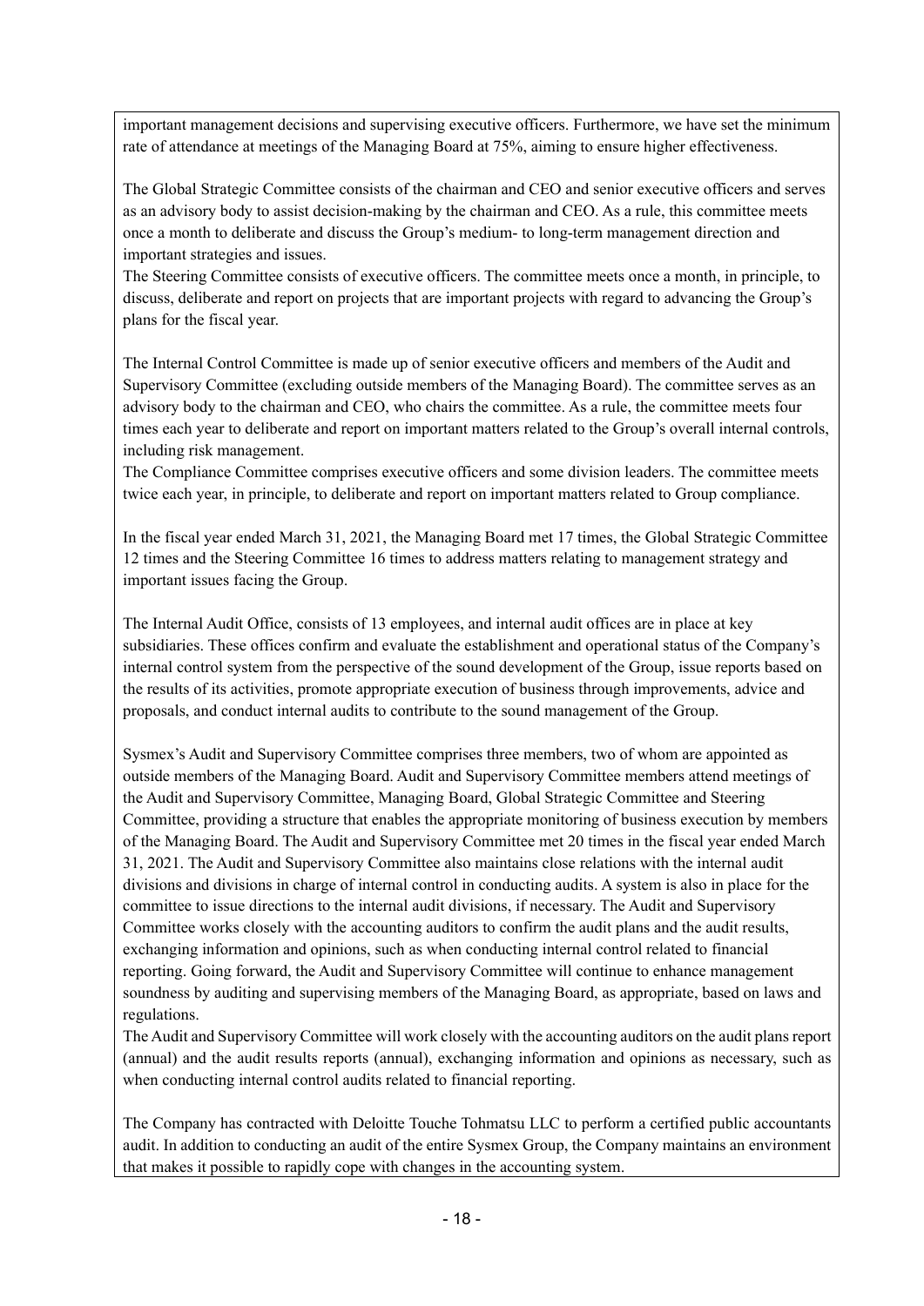important management decisions and supervising executive officers. Furthermore, we have set the minimum rate of attendance at meetings of the Managing Board at 75%, aiming to ensure higher effectiveness.

The Global Strategic Committee consists of the chairman and CEO and senior executive officers and serves as an advisory body to assist decision-making by the chairman and CEO. As a rule, this committee meets once a month to deliberate and discuss the Group's medium- to long-term management direction and important strategies and issues.
The Steering Committee consists of executive officers. The committee meets once a month, in principle, to discuss, deliberate and report on projects that are important projects with regard to advancing the Group's plans for the fiscal year.

The Internal Control Committee is made up of senior executive officers and members of the Audit and Supervisory Committee (excluding outside members of the Managing Board). The committee serves as an advisory body to the chairman and CEO, who chairs the committee. As a rule, the committee meets four times each year to deliberate and report on important matters related to the Group's overall internal controls, including risk management.
The Compliance Committee comprises executive officers and some division leaders. The committee meets twice each year, in principle, to deliberate and report on important matters related to Group compliance.

In the fiscal year ended March 31, 2021, the Managing Board met 17 times, the Global Strategic Committee 12 times and the Steering Committee 16 times to address matters relating to management strategy and important issues facing the Group.

The Internal Audit Office, consists of 13 employees, and internal audit offices are in place at key subsidiaries. These offices confirm and evaluate the establishment and operational status of the Company's internal control system from the perspective of the sound development of the Group, issue reports based on the results of its activities, promote appropriate execution of business through improvements, advice and proposals, and conduct internal audits to contribute to the sound management of the Group.

Sysmex's Audit and Supervisory Committee comprises three members, two of whom are appointed as outside members of the Managing Board. Audit and Supervisory Committee members attend meetings of the Audit and Supervisory Committee, Managing Board, Global Strategic Committee and Steering Committee, providing a structure that enables the appropriate monitoring of business execution by members of the Managing Board. The Audit and Supervisory Committee met 20 times in the fiscal year ended March 31, 2021. The Audit and Supervisory Committee also maintains close relations with the internal audit divisions and divisions in charge of internal control in conducting audits. A system is also in place for the committee to issue directions to the internal audit divisions, if necessary. The Audit and Supervisory Committee works closely with the accounting auditors to confirm the audit plans and the audit results, exchanging information and opinions, such as when conducting internal control related to financial reporting. Going forward, the Audit and Supervisory Committee will continue to enhance management soundness by auditing and supervising members of the Managing Board, as appropriate, based on laws and regulations.
The Audit and Supervisory Committee will work closely with the accounting auditors on the audit plans report (annual) and the audit results reports (annual), exchanging information and opinions as necessary, such as when conducting internal control audits related to financial reporting.

The Company has contracted with Deloitte Touche Tohmatsu LLC to perform a certified public accountants audit. In addition to conducting an audit of the entire Sysmex Group, the Company maintains an environment that makes it possible to rapidly cope with changes in the accounting system.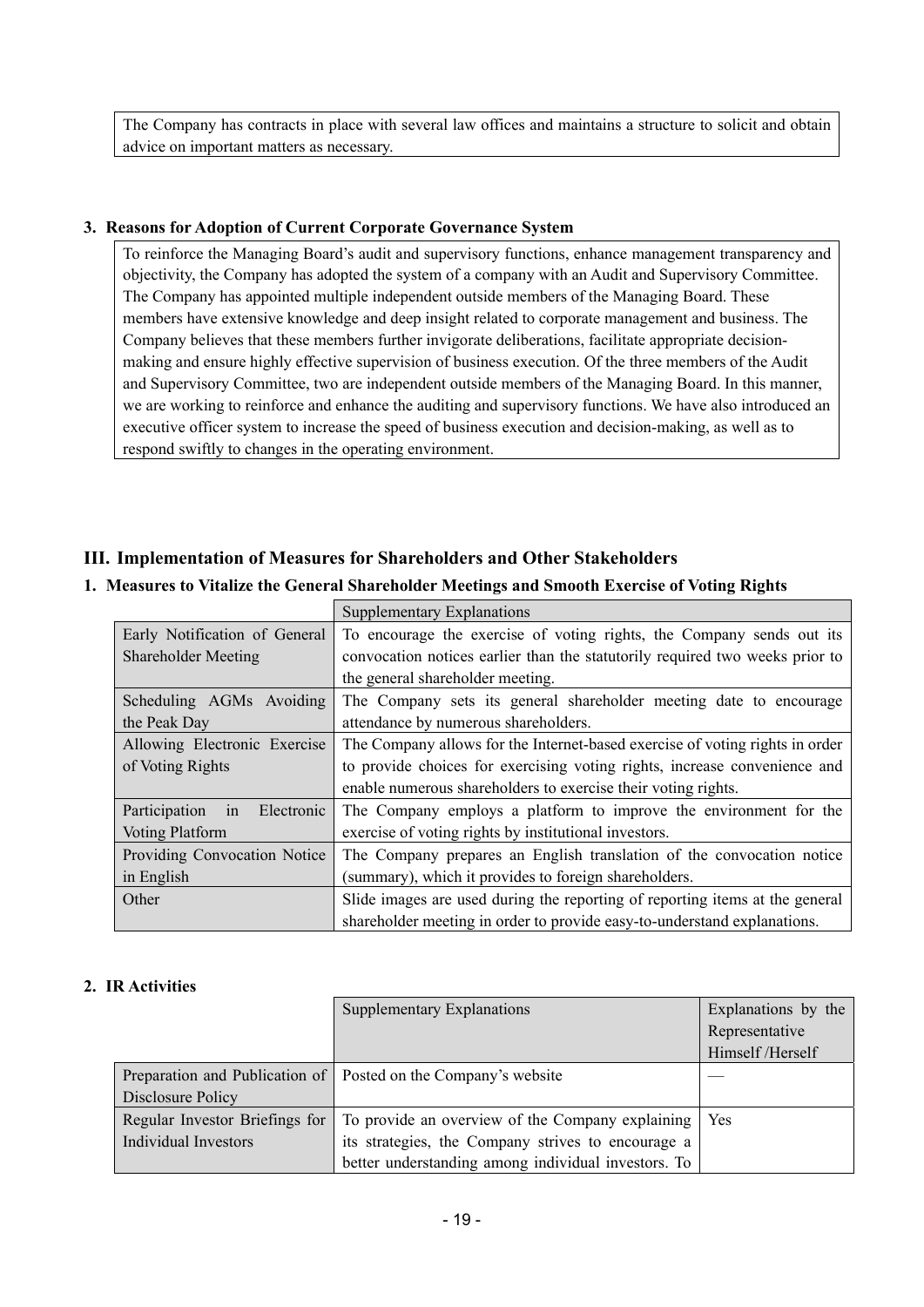The Company has contracts in place with several law offices and maintains a structure to solicit and obtain advice on important matters as necessary.

### 3. Reasons for Adoption of Current Corporate Governance System

To reinforce the Managing Board's audit and supervisory functions, enhance management transparency and objectivity, the Company has adopted the system of a company with an Audit and Supervisory Committee. The Company has appointed multiple independent outside members of the Managing Board. These members have extensive knowledge and deep insight related to corporate management and business. The Company believes that these members further invigorate deliberations, facilitate appropriate decision-making and ensure highly effective supervision of business execution. Of the three members of the Audit and Supervisory Committee, two are independent outside members of the Managing Board. In this manner, we are working to reinforce and enhance the auditing and supervisory functions. We have also introduced an executive officer system to increase the speed of business execution and decision-making, as well as to respond swiftly to changes in the operating environment.

## III. Implementation of Measures for Shareholders and Other Stakeholders

### 1. Measures to Vitalize the General Shareholder Meetings and Smooth Exercise of Voting Rights

| | Supplementary Explanations |
|---|---|
| Early Notification of General Shareholder Meeting | To encourage the exercise of voting rights, the Company sends out its convocation notices earlier than the statutorily required two weeks prior to the general shareholder meeting. |
| Scheduling AGMs Avoiding the Peak Day | The Company sets its general shareholder meeting date to encourage attendance by numerous shareholders. |
| Allowing Electronic Exercise of Voting Rights | The Company allows for the Internet-based exercise of voting rights in order to provide choices for exercising voting rights, increase convenience and enable numerous shareholders to exercise their voting rights. |
| Participation in Electronic Voting Platform | The Company employs a platform to improve the environment for the exercise of voting rights by institutional investors. |
| Providing Convocation Notice in English | The Company prepares an English translation of the convocation notice (summary), which it provides to foreign shareholders. |
| Other | Slide images are used during the reporting of reporting items at the general shareholder meeting in order to provide easy-to-understand explanations. |

### 2. IR Activities

| | Supplementary Explanations | Explanations by the Representative Himself /Herself |
|---|---|---|
| Preparation and Publication of Disclosure Policy | Posted on the Company's website | — |
| Regular Investor Briefings for Individual Investors | To provide an overview of the Company explaining its strategies, the Company strives to encourage a better understanding among individual investors. To | Yes |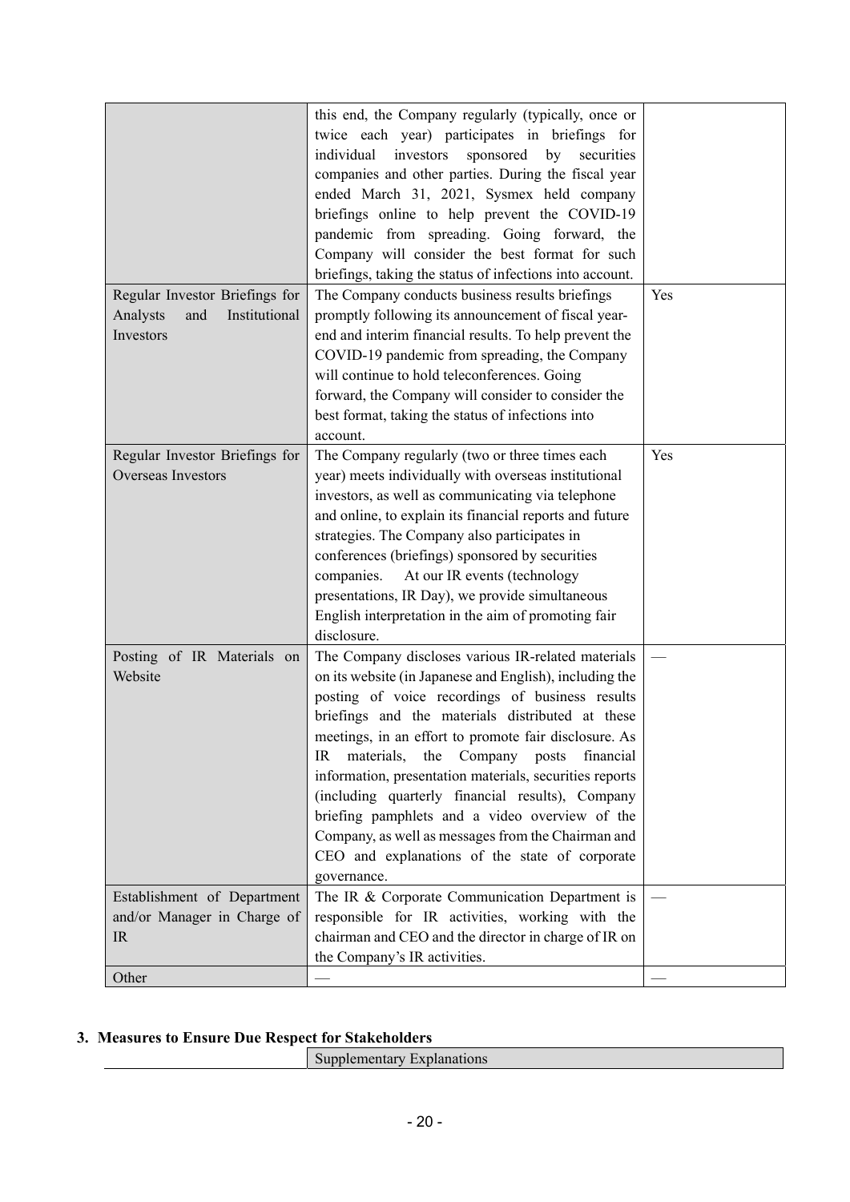| | | |
|---|---|---|
| | this end, the Company regularly (typically, once or twice each year) participates in briefings for individual investors sponsored by securities companies and other parties. During the fiscal year ended March 31, 2021, Sysmex held company briefings online to help prevent the COVID-19 pandemic from spreading. Going forward, the Company will consider the best format for such briefings, taking the status of infections into account. | |
| Regular Investor Briefings for Analysts and Institutional Investors | The Company conducts business results briefings promptly following its announcement of fiscal year-end and interim financial results. To help prevent the COVID-19 pandemic from spreading, the Company will continue to hold teleconferences. Going forward, the Company will consider to consider the best format, taking the status of infections into account. | Yes |
| Regular Investor Briefings for Overseas Investors | The Company regularly (two or three times each year) meets individually with overseas institutional investors, as well as communicating via telephone and online, to explain its financial reports and future strategies. The Company also participates in conferences (briefings) sponsored by securities companies. At our IR events (technology presentations, IR Day), we provide simultaneous English interpretation in the aim of promoting fair disclosure. | Yes |
| Posting of IR Materials on Website | The Company discloses various IR-related materials on its website (in Japanese and English), including the posting of voice recordings of business results briefings and the materials distributed at these meetings, in an effort to promote fair disclosure. As IR materials, the Company posts financial information, presentation materials, securities reports (including quarterly financial results), Company briefing pamphlets and a video overview of the Company, as well as messages from the Chairman and CEO and explanations of the state of corporate governance. | — |
| Establishment of Department and/or Manager in Charge of IR | The IR & Corporate Communication Department is responsible for IR activities, working with the chairman and CEO and the director in charge of IR on the Company's IR activities. | — |
| Other | — | — |

## 3. Measures to Ensure Due Respect for Stakeholders

| | Supplementary Explanations |
|---|---|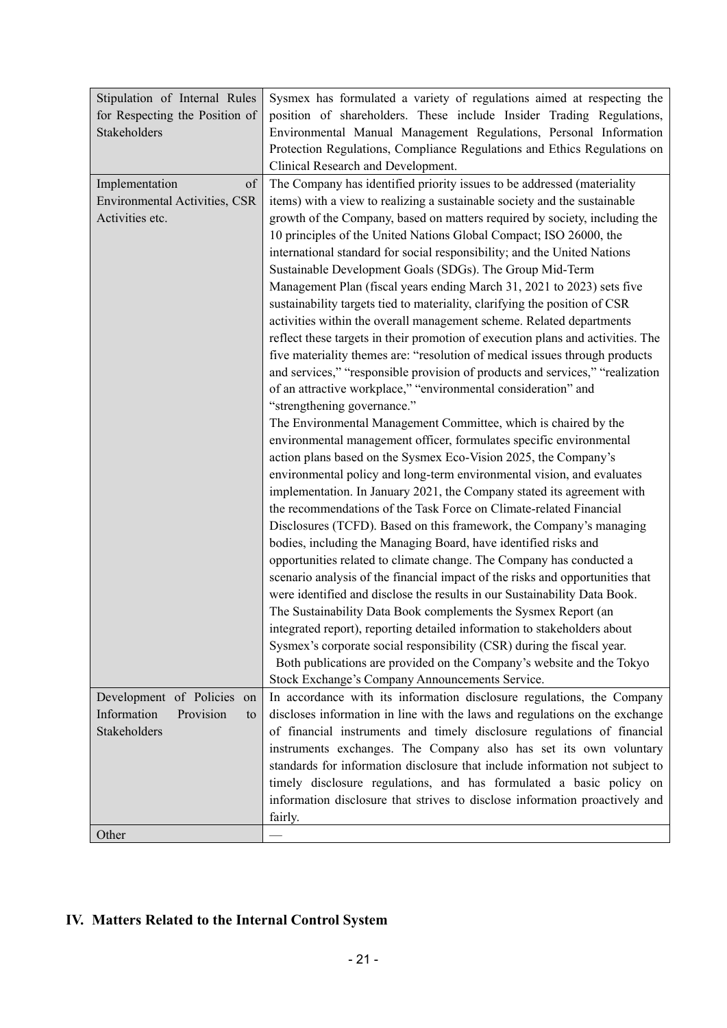| | |
|---|---|
| Stipulation of Internal Rules for Respecting the Position of Stakeholders | Sysmex has formulated a variety of regulations aimed at respecting the position of shareholders. These include Insider Trading Regulations, Environmental Manual Management Regulations, Personal Information Protection Regulations, Compliance Regulations and Ethics Regulations on Clinical Research and Development. |
| Implementation of Environmental Activities, CSR Activities etc. | The Company has identified priority issues to be addressed (materiality items) with a view to realizing a sustainable society and the sustainable growth of the Company, based on matters required by society, including the 10 principles of the United Nations Global Compact; ISO 26000, the international standard for social responsibility; and the United Nations Sustainable Development Goals (SDGs). The Group Mid-Term Management Plan (fiscal years ending March 31, 2021 to 2023) sets five sustainability targets tied to materiality, clarifying the position of CSR activities within the overall management scheme. Related departments reflect these targets in their promotion of execution plans and activities. The five materiality themes are: "resolution of medical issues through products and services," "responsible provision of products and services," "realization of an attractive workplace," "environmental consideration" and "strengthening governance."<br>The Environmental Management Committee, which is chaired by the environmental management officer, formulates specific environmental action plans based on the Sysmex Eco-Vision 2025, the Company's environmental policy and long-term environmental vision, and evaluates implementation. In January 2021, the Company stated its agreement with the recommendations of the Task Force on Climate-related Financial Disclosures (TCFD). Based on this framework, the Company's managing bodies, including the Managing Board, have identified risks and opportunities related to climate change. The Company has conducted a scenario analysis of the financial impact of the risks and opportunities that were identified and disclose the results in our Sustainability Data Book.<br>The Sustainability Data Book complements the Sysmex Report (an integrated report), reporting detailed information to stakeholders about Sysmex's corporate social responsibility (CSR) during the fiscal year.<br>Both publications are provided on the Company's website and the Tokyo Stock Exchange's Company Announcements Service. |
| Development of Policies on Information Provision to Stakeholders | In accordance with its information disclosure regulations, the Company discloses information in line with the laws and regulations on the exchange of financial instruments and timely disclosure regulations of financial instruments exchanges. The Company also has set its own voluntary standards for information disclosure that include information not subject to timely disclosure regulations, and has formulated a basic policy on information disclosure that strives to disclose information proactively and fairly. |
| Other | — |

## IV. Matters Related to the Internal Control System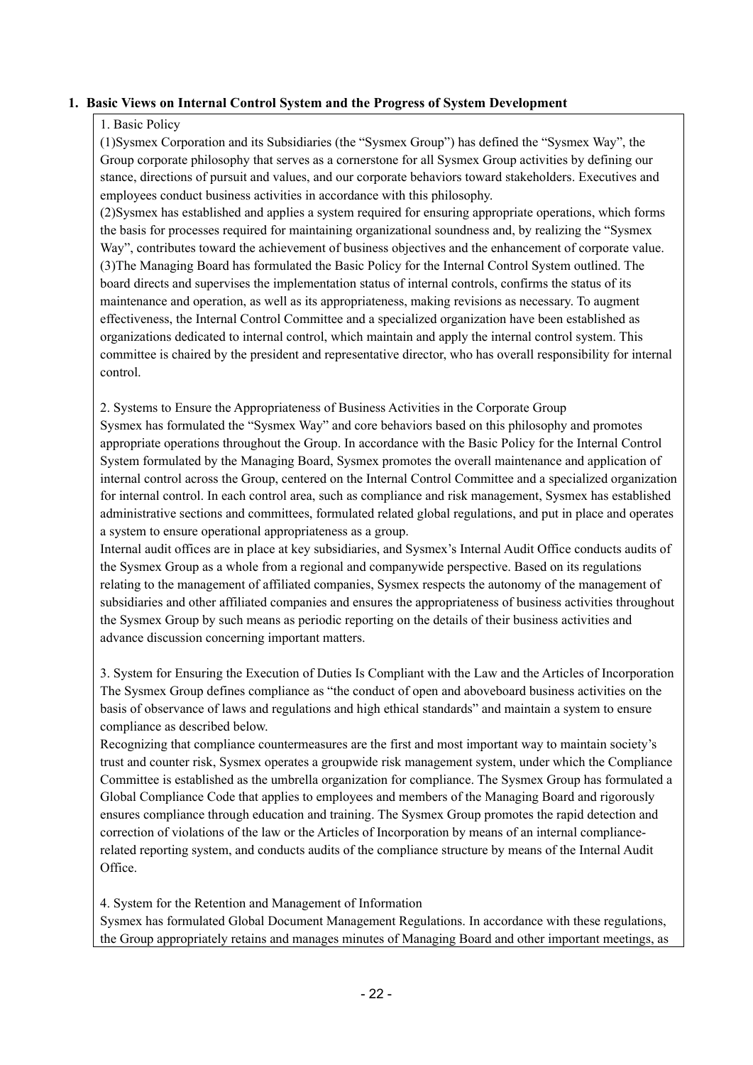## 1. Basic Views on Internal Control System and the Progress of System Development

1. Basic Policy

(1)Sysmex Corporation and its Subsidiaries (the "Sysmex Group") has defined the "Sysmex Way", the Group corporate philosophy that serves as a cornerstone for all Sysmex Group activities by defining our stance, directions of pursuit and values, and our corporate behaviors toward stakeholders. Executives and employees conduct business activities in accordance with this philosophy.

(2)Sysmex has established and applies a system required for ensuring appropriate operations, which forms the basis for processes required for maintaining organizational soundness and, by realizing the "Sysmex Way", contributes toward the achievement of business objectives and the enhancement of corporate value.

(3)The Managing Board has formulated the Basic Policy for the Internal Control System outlined. The board directs and supervises the implementation status of internal controls, confirms the status of its maintenance and operation, as well as its appropriateness, making revisions as necessary. To augment effectiveness, the Internal Control Committee and a specialized organization have been established as organizations dedicated to internal control, which maintain and apply the internal control system. This committee is chaired by the president and representative director, who has overall responsibility for internal control.

2. Systems to Ensure the Appropriateness of Business Activities in the Corporate Group

Sysmex has formulated the "Sysmex Way" and core behaviors based on this philosophy and promotes appropriate operations throughout the Group. In accordance with the Basic Policy for the Internal Control System formulated by the Managing Board, Sysmex promotes the overall maintenance and application of internal control across the Group, centered on the Internal Control Committee and a specialized organization for internal control. In each control area, such as compliance and risk management, Sysmex has established administrative sections and committees, formulated related global regulations, and put in place and operates a system to ensure operational appropriateness as a group.

Internal audit offices are in place at key subsidiaries, and Sysmex's Internal Audit Office conducts audits of the Sysmex Group as a whole from a regional and companywide perspective. Based on its regulations relating to the management of affiliated companies, Sysmex respects the autonomy of the management of subsidiaries and other affiliated companies and ensures the appropriateness of business activities throughout the Sysmex Group by such means as periodic reporting on the details of their business activities and advance discussion concerning important matters.

3. System for Ensuring the Execution of Duties Is Compliant with the Law and the Articles of Incorporation

The Sysmex Group defines compliance as "the conduct of open and aboveboard business activities on the basis of observance of laws and regulations and high ethical standards" and maintain a system to ensure compliance as described below.

Recognizing that compliance countermeasures are the first and most important way to maintain society's trust and counter risk, Sysmex operates a groupwide risk management system, under which the Compliance Committee is established as the umbrella organization for compliance. The Sysmex Group has formulated a Global Compliance Code that applies to employees and members of the Managing Board and rigorously ensures compliance through education and training. The Sysmex Group promotes the rapid detection and correction of violations of the law or the Articles of Incorporation by means of an internal compliance-related reporting system, and conducts audits of the compliance structure by means of the Internal Audit Office.

4. System for the Retention and Management of Information

Sysmex has formulated Global Document Management Regulations. In accordance with these regulations, the Group appropriately retains and manages minutes of Managing Board and other important meetings, as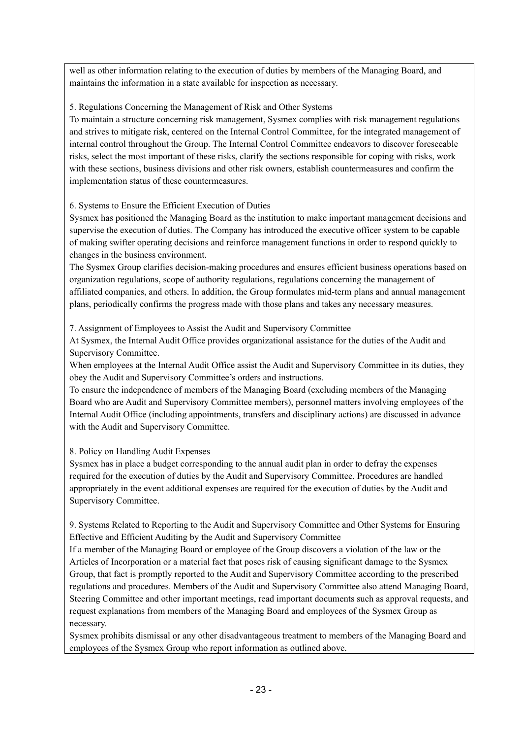well as other information relating to the execution of duties by members of the Managing Board, and maintains the information in a state available for inspection as necessary.

5. Regulations Concerning the Management of Risk and Other Systems

To maintain a structure concerning risk management, Sysmex complies with risk management regulations and strives to mitigate risk, centered on the Internal Control Committee, for the integrated management of internal control throughout the Group. The Internal Control Committee endeavors to discover foreseeable risks, select the most important of these risks, clarify the sections responsible for coping with risks, work with these sections, business divisions and other risk owners, establish countermeasures and confirm the implementation status of these countermeasures.

6. Systems to Ensure the Efficient Execution of Duties

Sysmex has positioned the Managing Board as the institution to make important management decisions and supervise the execution of duties. The Company has introduced the executive officer system to be capable of making swifter operating decisions and reinforce management functions in order to respond quickly to changes in the business environment.

The Sysmex Group clarifies decision-making procedures and ensures efficient business operations based on organization regulations, scope of authority regulations, regulations concerning the management of affiliated companies, and others. In addition, the Group formulates mid-term plans and annual management plans, periodically confirms the progress made with those plans and takes any necessary measures.

7. Assignment of Employees to Assist the Audit and Supervisory Committee

At Sysmex, the Internal Audit Office provides organizational assistance for the duties of the Audit and Supervisory Committee.

When employees at the Internal Audit Office assist the Audit and Supervisory Committee in its duties, they obey the Audit and Supervisory Committee's orders and instructions.

To ensure the independence of members of the Managing Board (excluding members of the Managing Board who are Audit and Supervisory Committee members), personnel matters involving employees of the Internal Audit Office (including appointments, transfers and disciplinary actions) are discussed in advance with the Audit and Supervisory Committee.

8. Policy on Handling Audit Expenses

Sysmex has in place a budget corresponding to the annual audit plan in order to defray the expenses required for the execution of duties by the Audit and Supervisory Committee. Procedures are handled appropriately in the event additional expenses are required for the execution of duties by the Audit and Supervisory Committee.

9. Systems Related to Reporting to the Audit and Supervisory Committee and Other Systems for Ensuring Effective and Efficient Auditing by the Audit and Supervisory Committee

If a member of the Managing Board or employee of the Group discovers a violation of the law or the Articles of Incorporation or a material fact that poses risk of causing significant damage to the Sysmex Group, that fact is promptly reported to the Audit and Supervisory Committee according to the prescribed regulations and procedures. Members of the Audit and Supervisory Committee also attend Managing Board, Steering Committee and other important meetings, read important documents such as approval requests, and request explanations from members of the Managing Board and employees of the Sysmex Group as necessary.

Sysmex prohibits dismissal or any other disadvantageous treatment to members of the Managing Board and employees of the Sysmex Group who report information as outlined above.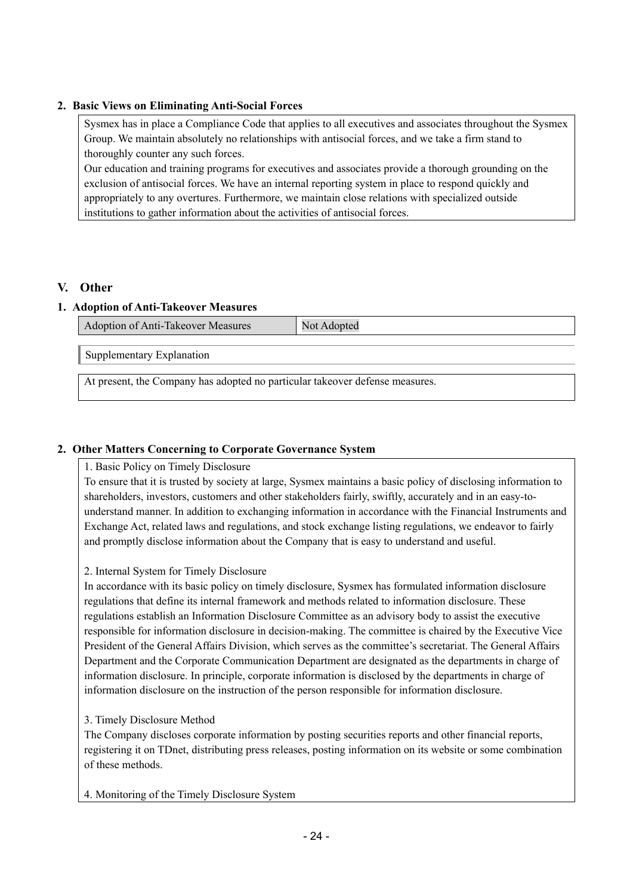### 2. Basic Views on Eliminating Anti-Social Forces

Sysmex has in place a Compliance Code that applies to all executives and associates throughout the Sysmex Group. We maintain absolutely no relationships with antisocial forces, and we take a firm stand to thoroughly counter any such forces.
Our education and training programs for executives and associates provide a thorough grounding on the exclusion of antisocial forces. We have an internal reporting system in place to respond quickly and appropriately to any overtures. Furthermore, we maintain close relations with specialized outside institutions to gather information about the activities of antisocial forces.

## V. Other

### 1. Adoption of Anti-Takeover Measures

| Adoption of Anti-Takeover Measures | Not Adopted |
|---|---|

Supplementary Explanation

At present, the Company has adopted no particular takeover defense measures.

### 2. Other Matters Concerning to Corporate Governance System

1. Basic Policy on Timely Disclosure
To ensure that it is trusted by society at large, Sysmex maintains a basic policy of disclosing information to shareholders, investors, customers and other stakeholders fairly, swiftly, accurately and in an easy-to-understand manner. In addition to exchanging information in accordance with the Financial Instruments and Exchange Act, related laws and regulations, and stock exchange listing regulations, we endeavor to fairly and promptly disclose information about the Company that is easy to understand and useful.

2. Internal System for Timely Disclosure
In accordance with its basic policy on timely disclosure, Sysmex has formulated information disclosure regulations that define its internal framework and methods related to information disclosure. These regulations establish an Information Disclosure Committee as an advisory body to assist the executive responsible for information disclosure in decision-making. The committee is chaired by the Executive Vice President of the General Affairs Division, which serves as the committee's secretariat. The General Affairs Department and the Corporate Communication Department are designated as the departments in charge of information disclosure. In principle, corporate information is disclosed by the departments in charge of information disclosure on the instruction of the person responsible for information disclosure.

3. Timely Disclosure Method
The Company discloses corporate information by posting securities reports and other financial reports, registering it on TDnet, distributing press releases, posting information on its website or some combination of these methods.

4. Monitoring of the Timely Disclosure System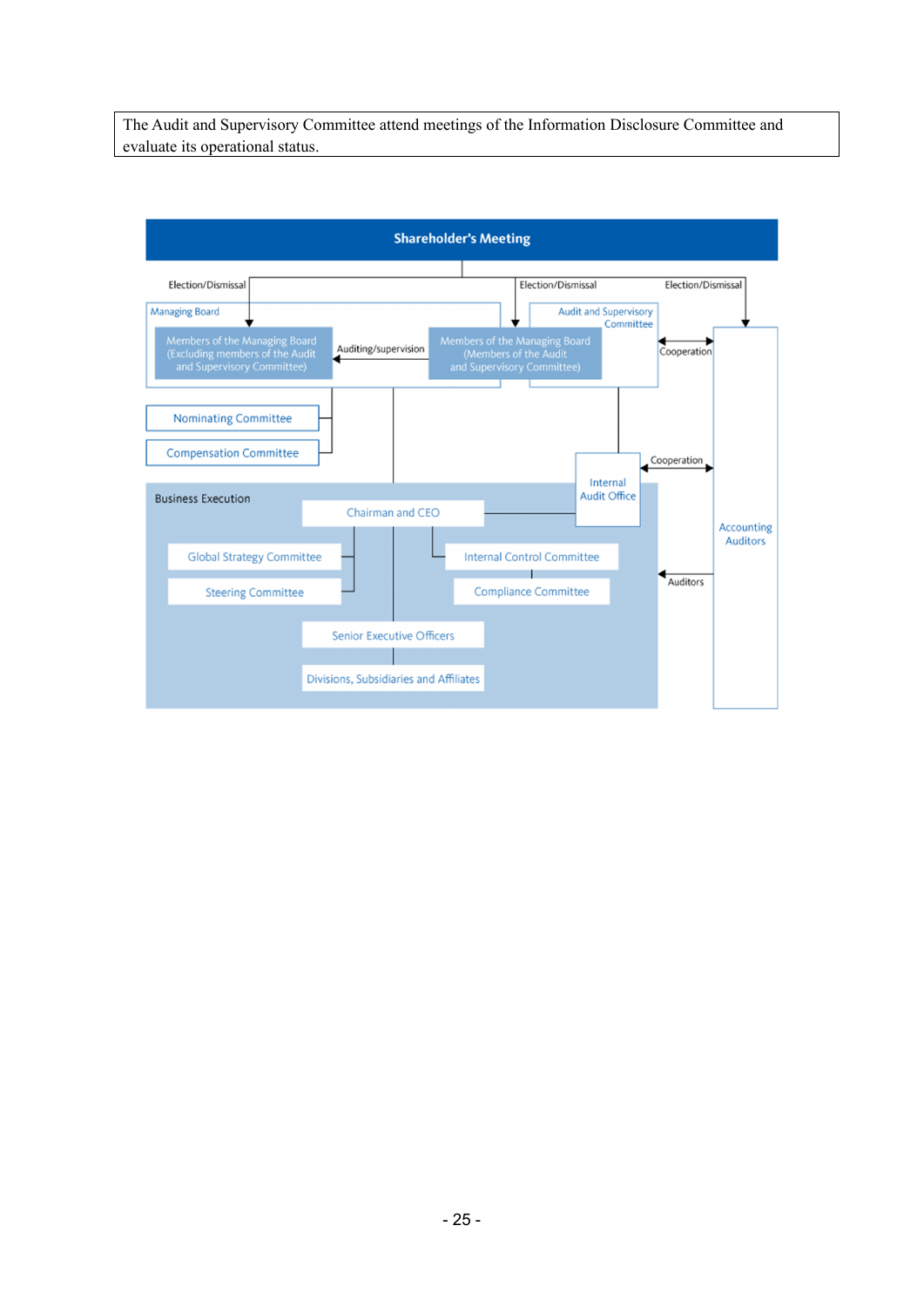The Audit and Supervisory Committee attend meetings of the Information Disclosure Committee and evaluate its operational status.

Shareholder's Meeting

Election/Dismissal

Election/Dismissal

Election/Dismissal

Managing Board

Members of the Managing Board (Excluding members of the Audit and Supervisory Committee)

Auditing/supervision

Audit and Supervisory Committee

Members of the Managing Board (Members of the Audit and Supervisory Committee)

Cooperation

Nominating Committee

Compensation Committee

Cooperation

Internal Audit Office

Business Execution

Chairman and CEO

Accounting Auditors

Global Strategy Committee

Internal Control Committee

Steering Committee

Compliance Committee

Auditors

Senior Executive Officers

Divisions, Subsidiaries and Affiliates